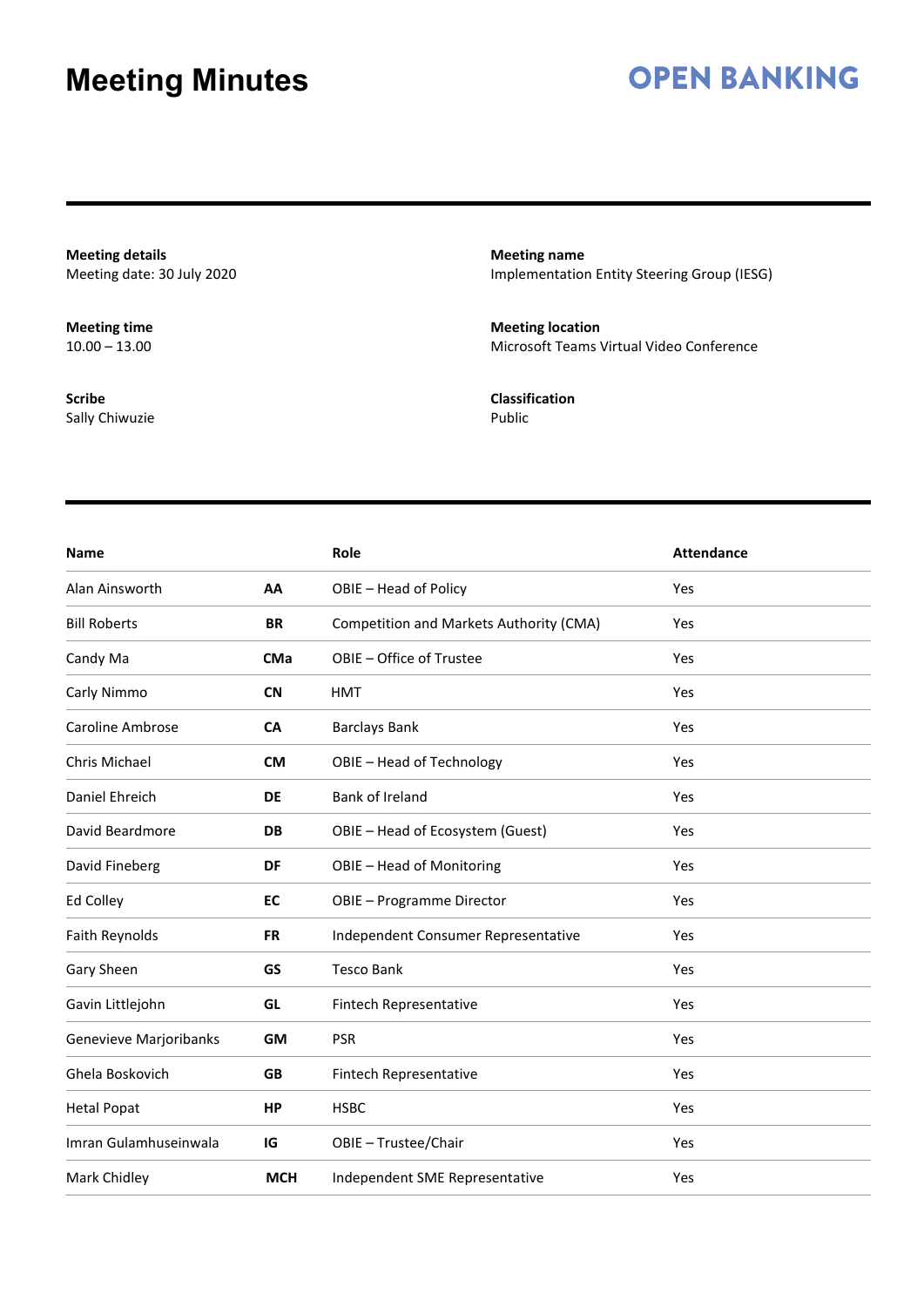# Meeting Minutes

**OPEN BANKING**

**Meeting details**
Meeting date: 30 July 2020

**Meeting name**
Implementation Entity Steering Group (IESG)

**Meeting time**
10.00 – 13.00

**Meeting location**
Microsoft Teams Virtual Video Conference

**Scribe**
Sally Chiwuzie

**Classification**
Public

| Name | | Role | Attendance |
|---|---|---|---|
| Alan Ainsworth | **AA** | OBIE – Head of Policy | Yes |
| Bill Roberts | **BR** | Competition and Markets Authority (CMA) | Yes |
| Candy Ma | **CMa** | OBIE – Office of Trustee | Yes |
| Carly Nimmo | **CN** | HMT | Yes |
| Caroline Ambrose | **CA** | Barclays Bank | Yes |
| Chris Michael | **CM** | OBIE – Head of Technology | Yes |
| Daniel Ehreich | **DE** | Bank of Ireland | Yes |
| David Beardmore | **DB** | OBIE – Head of Ecosystem (Guest) | Yes |
| David Fineberg | **DF** | OBIE – Head of Monitoring | Yes |
| Ed Colley | **EC** | OBIE – Programme Director | Yes |
| Faith Reynolds | **FR** | Independent Consumer Representative | Yes |
| Gary Sheen | **GS** | Tesco Bank | Yes |
| Gavin Littlejohn | **GL** | Fintech Representative | Yes |
| Genevieve Marjoribanks | **GM** | PSR | Yes |
| Ghela Boskovich | **GB** | Fintech Representative | Yes |
| Hetal Popat | **HP** | HSBC | Yes |
| Imran Gulamhuseinwala | **IG** | OBIE – Trustee/Chair | Yes |
| Mark Chidley | **MCH** | Independent SME Representative | Yes |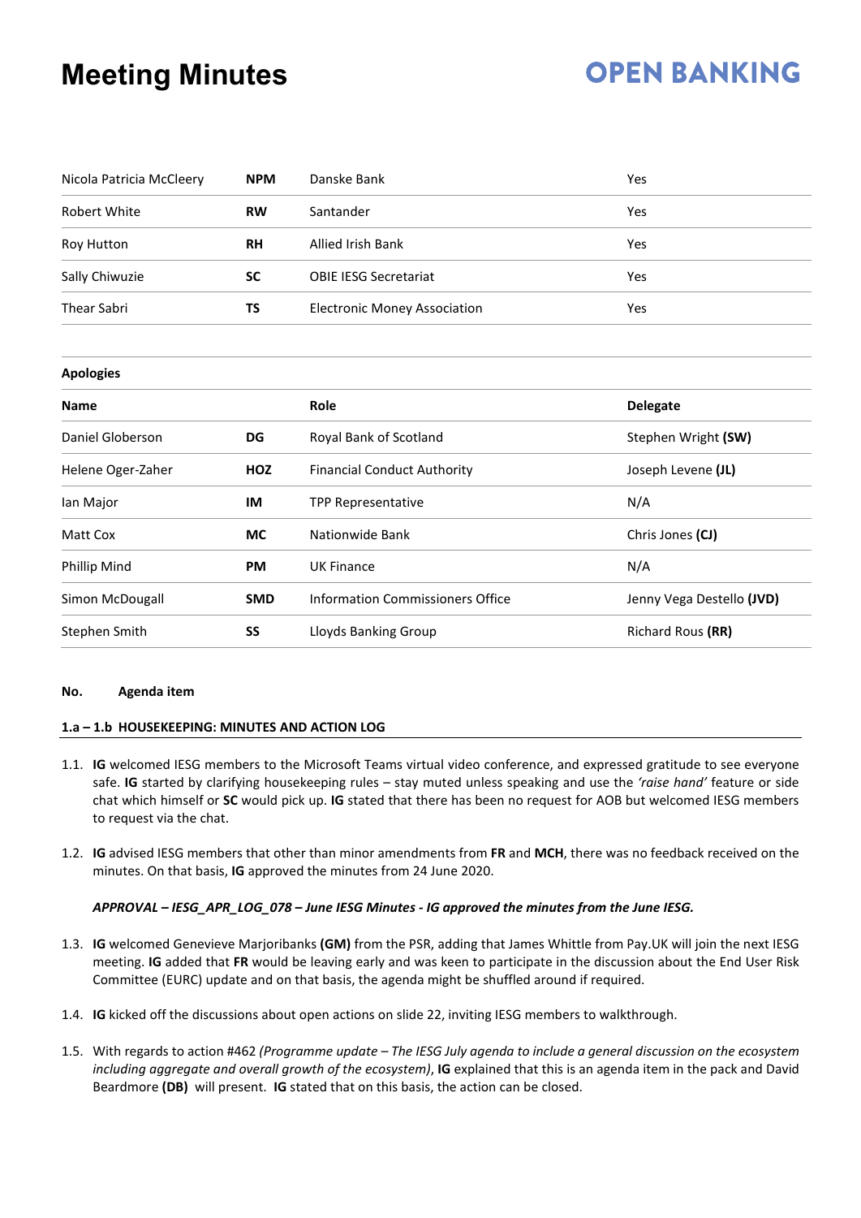| | | | |
|---|---|---|---|
| Nicola Patricia McCleery | **NPM** | Danske Bank | Yes |
| Robert White | **RW** | Santander | Yes |
| Roy Hutton | **RH** | Allied Irish Bank | Yes |
| Sally Chiwuzie | **SC** | OBIE IESG Secretariat | Yes |
| Thear Sabri | **TS** | Electronic Money Association | Yes |

**Apologies**

| **Name** | | **Role** | **Delegate** |
|---|---|---|---|
| Daniel Globerson | **DG** | Royal Bank of Scotland | Stephen Wright **(SW)** |
| Helene Oger-Zaher | **HOZ** | Financial Conduct Authority | Joseph Levene **(JL)** |
| Ian Major | **IM** | TPP Representative | N/A |
| Matt Cox | **MC** | Nationwide Bank | Chris Jones **(CJ)** |
| Phillip Mind | **PM** | UK Finance | N/A |
| Simon McDougall | **SMD** | Information Commissioners Office | Jenny Vega Destello **(JVD)** |
| Stephen Smith | **SS** | Lloyds Banking Group | Richard Rous **(RR)** |

**No. Agenda item**

**1.a – 1.b HOUSEKEEPING: MINUTES AND ACTION LOG**

1.1. **IG** welcomed IESG members to the Microsoft Teams virtual video conference, and expressed gratitude to see everyone safe. **IG** started by clarifying housekeeping rules – stay muted unless speaking and use the *'raise hand'* feature or side chat which himself or **SC** would pick up. **IG** stated that there has been no request for AOB but welcomed IESG members to request via the chat.

1.2. **IG** advised IESG members that other than minor amendments from **FR** and **MCH**, there was no feedback received on the minutes. On that basis, **IG** approved the minutes from 24 June 2020.

***APPROVAL – IESG_APR_LOG_078 – June IESG Minutes - IG approved the minutes from the June IESG.***

1.3. **IG** welcomed Genevieve Marjoribanks **(GM)** from the PSR, adding that James Whittle from Pay.UK will join the next IESG meeting. **IG** added that **FR** would be leaving early and was keen to participate in the discussion about the End User Risk Committee (EURC) update and on that basis, the agenda might be shuffled around if required.

1.4. **IG** kicked off the discussions about open actions on slide 22, inviting IESG members to walkthrough.

1.5. With regards to action #462 *(Programme update – The IESG July agenda to include a general discussion on the ecosystem including aggregate and overall growth of the ecosystem)*, **IG** explained that this is an agenda item in the pack and David Beardmore **(DB)** will present. **IG** stated that on this basis, the action can be closed.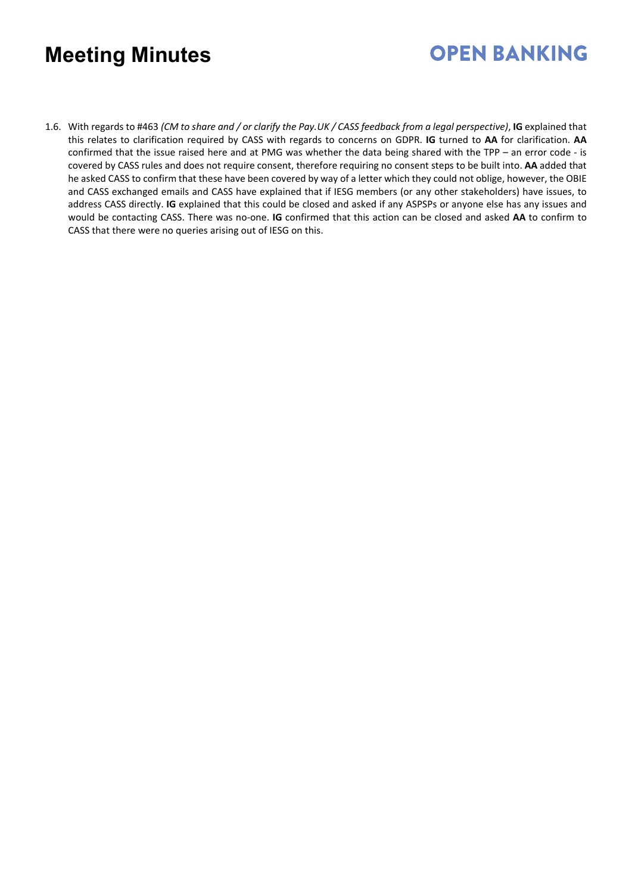1.6. With regards to #463 *(CM to share and / or clarify the Pay.UK / CASS feedback from a legal perspective)*, **IG** explained that this relates to clarification required by CASS with regards to concerns on GDPR. **IG** turned to **AA** for clarification. **AA** confirmed that the issue raised here and at PMG was whether the data being shared with the TPP – an error code - is covered by CASS rules and does not require consent, therefore requiring no consent steps to be built into. **AA** added that he asked CASS to confirm that these have been covered by way of a letter which they could not oblige, however, the OBIE and CASS exchanged emails and CASS have explained that if IESG members (or any other stakeholders) have issues, to address CASS directly. **IG** explained that this could be closed and asked if any ASPSPs or anyone else has any issues and would be contacting CASS. There was no-one. **IG** confirmed that this action can be closed and asked **AA** to confirm to CASS that there were no queries arising out of IESG on this.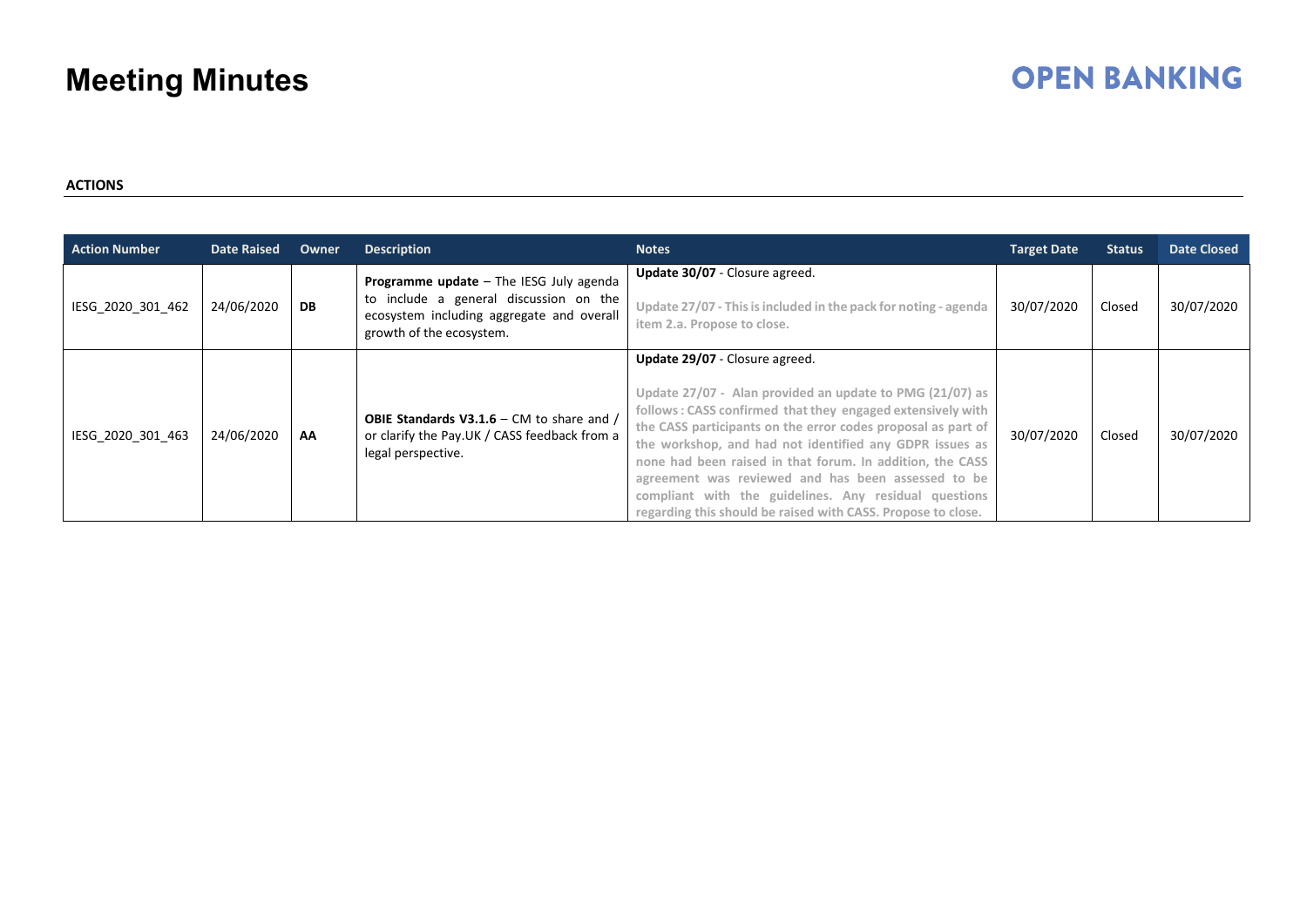# Meeting Minutes

**ACTIONS**

| Action Number | Date Raised | Owner | Description | Notes | Target Date | Status | Date Closed |
|---|---|---|---|---|---|---|---|
| IESG_2020_301_462 | 24/06/2020 | **DB** | **Programme update** – The IESG July agenda to include a general discussion on the ecosystem including aggregate and overall growth of the ecosystem. | **Update 30/07** - Closure agreed.<br><br>**Update 27/07 - This is included in the pack for noting - agenda item 2.a. Propose to close.** | 30/07/2020 | Closed | 30/07/2020 |
| IESG_2020_301_463 | 24/06/2020 | **AA** | **OBIE Standards V3.1.6** – CM to share and / or clarify the Pay.UK / CASS feedback from a legal perspective. | **Update 29/07** - Closure agreed.<br><br>Update 27/07 - **Alan provided an update to PMG (21/07) as follows : CASS confirmed that they engaged extensively with the CASS participants on the error codes proposal as part of the workshop, and had not identified any GDPR issues as none had been raised in that forum. In addition, the CASS agreement was reviewed and has been assessed to be compliant with the guidelines. Any residual questions regarding this should be raised with CASS. Propose to close.** | 30/07/2020 | Closed | 30/07/2020 |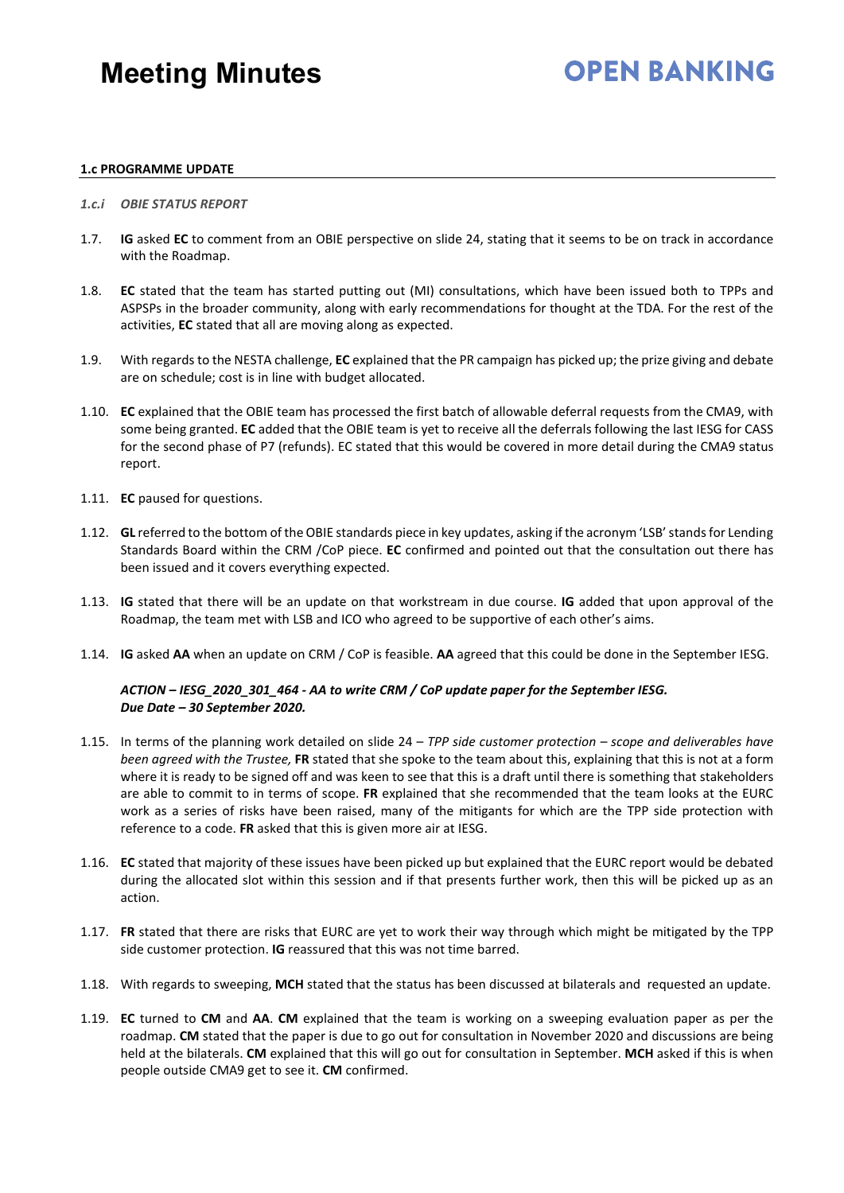#### 1.c PROGRAMME UPDATE

*1.c.i OBIE STATUS REPORT*

1.7. **IG** asked **EC** to comment from an OBIE perspective on slide 24, stating that it seems to be on track in accordance with the Roadmap.

1.8. **EC** stated that the team has started putting out (MI) consultations, which have been issued both to TPPs and ASPSPs in the broader community, along with early recommendations for thought at the TDA. For the rest of the activities, **EC** stated that all are moving along as expected.

1.9. With regards to the NESTA challenge, **EC** explained that the PR campaign has picked up; the prize giving and debate are on schedule; cost is in line with budget allocated.

1.10. **EC** explained that the OBIE team has processed the first batch of allowable deferral requests from the CMA9, with some being granted. **EC** added that the OBIE team is yet to receive all the deferrals following the last IESG for CASS for the second phase of P7 (refunds). EC stated that this would be covered in more detail during the CMA9 status report.

1.11. **EC** paused for questions.

1.12. **GL** referred to the bottom of the OBIE standards piece in key updates, asking if the acronym 'LSB' stands for Lending Standards Board within the CRM /CoP piece. **EC** confirmed and pointed out that the consultation out there has been issued and it covers everything expected.

1.13. **IG** stated that there will be an update on that workstream in due course. **IG** added that upon approval of the Roadmap, the team met with LSB and ICO who agreed to be supportive of each other's aims.

1.14. **IG** asked **AA** when an update on CRM / CoP is feasible. **AA** agreed that this could be done in the September IESG.

***ACTION – IESG_2020_301_464 - AA to write CRM / CoP update paper for the September IESG. Due Date – 30 September 2020.***

1.15. In terms of the planning work detailed on slide 24 – *TPP side customer protection – scope and deliverables have been agreed with the Trustee,* **FR** stated that she spoke to the team about this, explaining that this is not at a form where it is ready to be signed off and was keen to see that this is a draft until there is something that stakeholders are able to commit to in terms of scope. **FR** explained that she recommended that the team looks at the EURC work as a series of risks have been raised, many of the mitigants for which are the TPP side protection with reference to a code. **FR** asked that this is given more air at IESG.

1.16. **EC** stated that majority of these issues have been picked up but explained that the EURC report would be debated during the allocated slot within this session and if that presents further work, then this will be picked up as an action.

1.17. **FR** stated that there are risks that EURC are yet to work their way through which might be mitigated by the TPP side customer protection. **IG** reassured that this was not time barred.

1.18. With regards to sweeping, **MCH** stated that the status has been discussed at bilaterals and requested an update.

1.19. **EC** turned to **CM** and **AA**. **CM** explained that the team is working on a sweeping evaluation paper as per the roadmap. **CM** stated that the paper is due to go out for consultation in November 2020 and discussions are being held at the bilaterals. **CM** explained that this will go out for consultation in September. **MCH** asked if this is when people outside CMA9 get to see it. **CM** confirmed.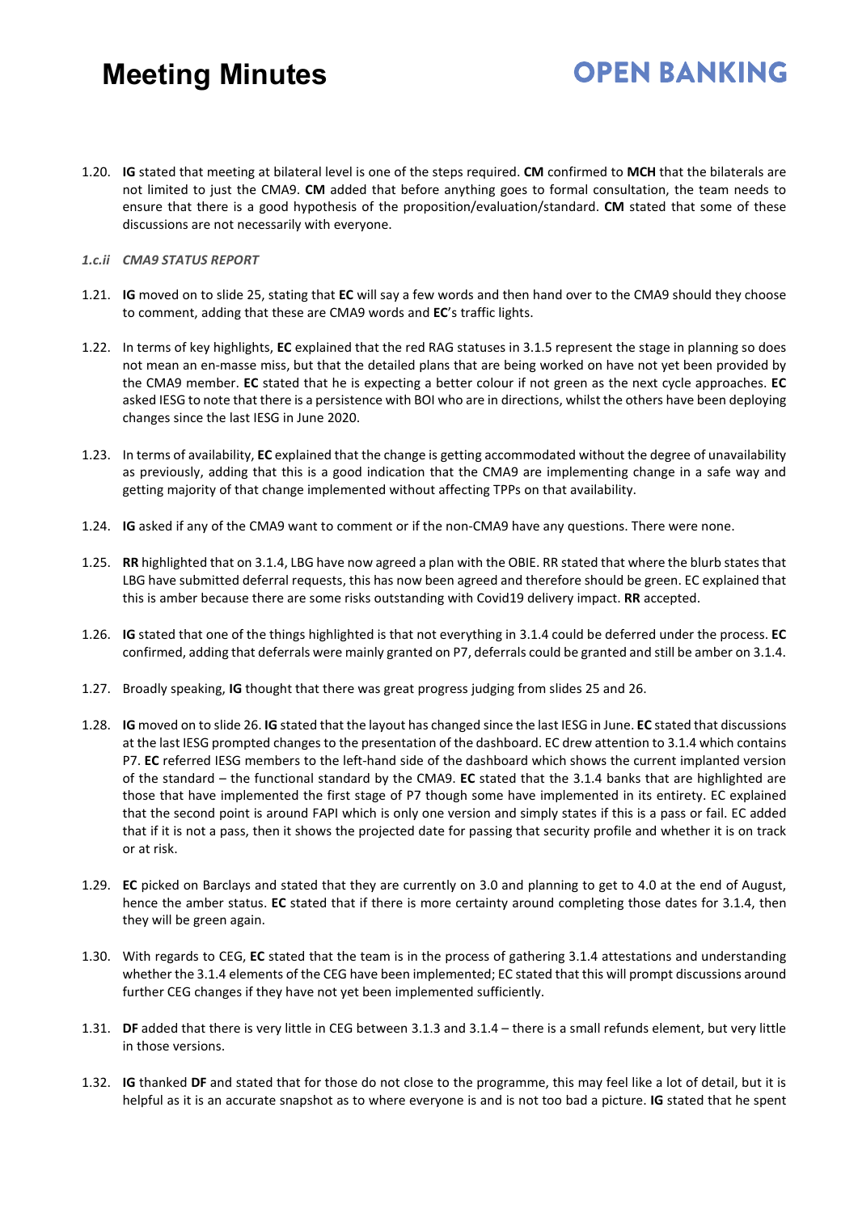1.20. **IG** stated that meeting at bilateral level is one of the steps required. **CM** confirmed to **MCH** that the bilaterals are not limited to just the CMA9. **CM** added that before anything goes to formal consultation, the team needs to ensure that there is a good hypothesis of the proposition/evaluation/standard. **CM** stated that some of these discussions are not necessarily with everyone.

*1.c.ii CMA9 STATUS REPORT*

1.21. **IG** moved on to slide 25, stating that **EC** will say a few words and then hand over to the CMA9 should they choose to comment, adding that these are CMA9 words and **EC**'s traffic lights.

1.22. In terms of key highlights, **EC** explained that the red RAG statuses in 3.1.5 represent the stage in planning so does not mean an en-masse miss, but that the detailed plans that are being worked on have not yet been provided by the CMA9 member. **EC** stated that he is expecting a better colour if not green as the next cycle approaches. **EC** asked IESG to note that there is a persistence with BOI who are in directions, whilst the others have been deploying changes since the last IESG in June 2020.

1.23. In terms of availability, **EC** explained that the change is getting accommodated without the degree of unavailability as previously, adding that this is a good indication that the CMA9 are implementing change in a safe way and getting majority of that change implemented without affecting TPPs on that availability.

1.24. **IG** asked if any of the CMA9 want to comment or if the non-CMA9 have any questions. There were none.

1.25. **RR** highlighted that on 3.1.4, LBG have now agreed a plan with the OBIE. RR stated that where the blurb states that LBG have submitted deferral requests, this has now been agreed and therefore should be green. EC explained that this is amber because there are some risks outstanding with Covid19 delivery impact. **RR** accepted.

1.26. **IG** stated that one of the things highlighted is that not everything in 3.1.4 could be deferred under the process. **EC** confirmed, adding that deferrals were mainly granted on P7, deferrals could be granted and still be amber on 3.1.4.

1.27. Broadly speaking, **IG** thought that there was great progress judging from slides 25 and 26.

1.28. **IG** moved on to slide 26. **IG** stated that the layout has changed since the last IESG in June. **EC** stated that discussions at the last IESG prompted changes to the presentation of the dashboard. EC drew attention to 3.1.4 which contains P7. **EC** referred IESG members to the left-hand side of the dashboard which shows the current implanted version of the standard – the functional standard by the CMA9. **EC** stated that the 3.1.4 banks that are highlighted are those that have implemented the first stage of P7 though some have implemented in its entirety. EC explained that the second point is around FAPI which is only one version and simply states if this is a pass or fail. EC added that if it is not a pass, then it shows the projected date for passing that security profile and whether it is on track or at risk.

1.29. **EC** picked on Barclays and stated that they are currently on 3.0 and planning to get to 4.0 at the end of August, hence the amber status. **EC** stated that if there is more certainty around completing those dates for 3.1.4, then they will be green again.

1.30. With regards to CEG, **EC** stated that the team is in the process of gathering 3.1.4 attestations and understanding whether the 3.1.4 elements of the CEG have been implemented; EC stated that this will prompt discussions around further CEG changes if they have not yet been implemented sufficiently.

1.31. **DF** added that there is very little in CEG between 3.1.3 and 3.1.4 – there is a small refunds element, but very little in those versions.

1.32. **IG** thanked **DF** and stated that for those do not close to the programme, this may feel like a lot of detail, but it is helpful as it is an accurate snapshot as to where everyone is and is not too bad a picture. **IG** stated that he spent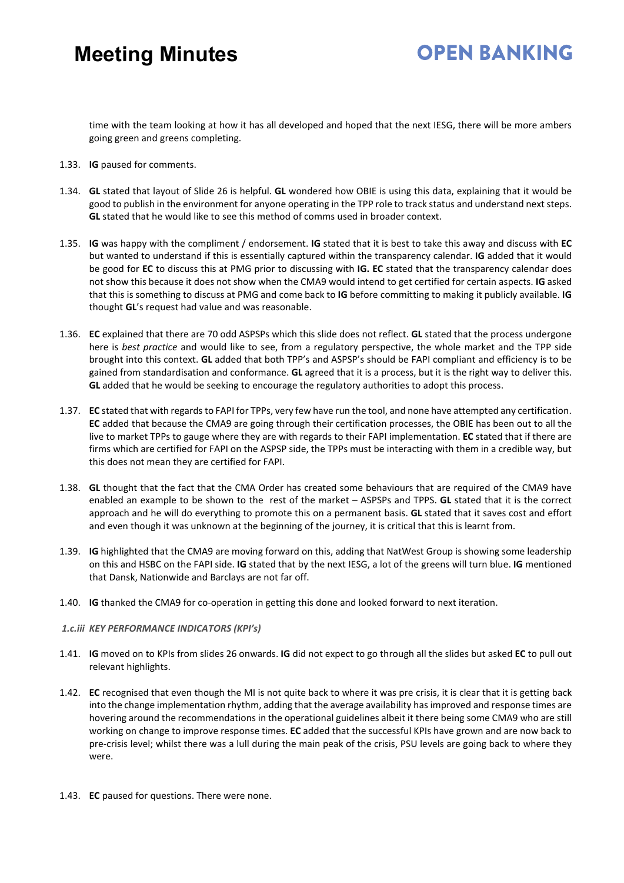time with the team looking at how it has all developed and hoped that the next IESG, there will be more ambers going green and greens completing.

1.33. **IG** paused for comments.

1.34. **GL** stated that layout of Slide 26 is helpful. **GL** wondered how OBIE is using this data, explaining that it would be good to publish in the environment for anyone operating in the TPP role to track status and understand next steps. **GL** stated that he would like to see this method of comms used in broader context.

1.35. **IG** was happy with the compliment / endorsement. **IG** stated that it is best to take this away and discuss with **EC** but wanted to understand if this is essentially captured within the transparency calendar. **IG** added that it would be good for **EC** to discuss this at PMG prior to discussing with **IG. EC** stated that the transparency calendar does not show this because it does not show when the CMA9 would intend to get certified for certain aspects. **IG** asked that this is something to discuss at PMG and come back to **IG** before committing to making it publicly available. **IG** thought **GL**'s request had value and was reasonable.

1.36. **EC** explained that there are 70 odd ASPSPs which this slide does not reflect. **GL** stated that the process undergone here is *best practice* and would like to see, from a regulatory perspective, the whole market and the TPP side brought into this context. **GL** added that both TPP's and ASPSP's should be FAPI compliant and efficiency is to be gained from standardisation and conformance. **GL** agreed that it is a process, but it is the right way to deliver this. **GL** added that he would be seeking to encourage the regulatory authorities to adopt this process.

1.37. **EC** stated that with regards to FAPI for TPPs, very few have run the tool, and none have attempted any certification. **EC** added that because the CMA9 are going through their certification processes, the OBIE has been out to all the live to market TPPs to gauge where they are with regards to their FAPI implementation. **EC** stated that if there are firms which are certified for FAPI on the ASPSP side, the TPPs must be interacting with them in a credible way, but this does not mean they are certified for FAPI.

1.38. **GL** thought that the fact that the CMA Order has created some behaviours that are required of the CMA9 have enabled an example to be shown to the rest of the market – ASPSPs and TPPS. **GL** stated that it is the correct approach and he will do everything to promote this on a permanent basis. **GL** stated that it saves cost and effort and even though it was unknown at the beginning of the journey, it is critical that this is learnt from.

1.39. **IG** highlighted that the CMA9 are moving forward on this, adding that NatWest Group is showing some leadership on this and HSBC on the FAPI side. **IG** stated that by the next IESG, a lot of the greens will turn blue. **IG** mentioned that Dansk, Nationwide and Barclays are not far off.

1.40. **IG** thanked the CMA9 for co-operation in getting this done and looked forward to next iteration.

***1.c.iii KEY PERFORMANCE INDICATORS (KPI's)***

1.41. **IG** moved on to KPIs from slides 26 onwards. **IG** did not expect to go through all the slides but asked **EC** to pull out relevant highlights.

1.42. **EC** recognised that even though the MI is not quite back to where it was pre crisis, it is clear that it is getting back into the change implementation rhythm, adding that the average availability has improved and response times are hovering around the recommendations in the operational guidelines albeit it there being some CMA9 who are still working on change to improve response times. **EC** added that the successful KPIs have grown and are now back to pre-crisis level; whilst there was a lull during the main peak of the crisis, PSU levels are going back to where they were.

1.43. **EC** paused for questions. There were none.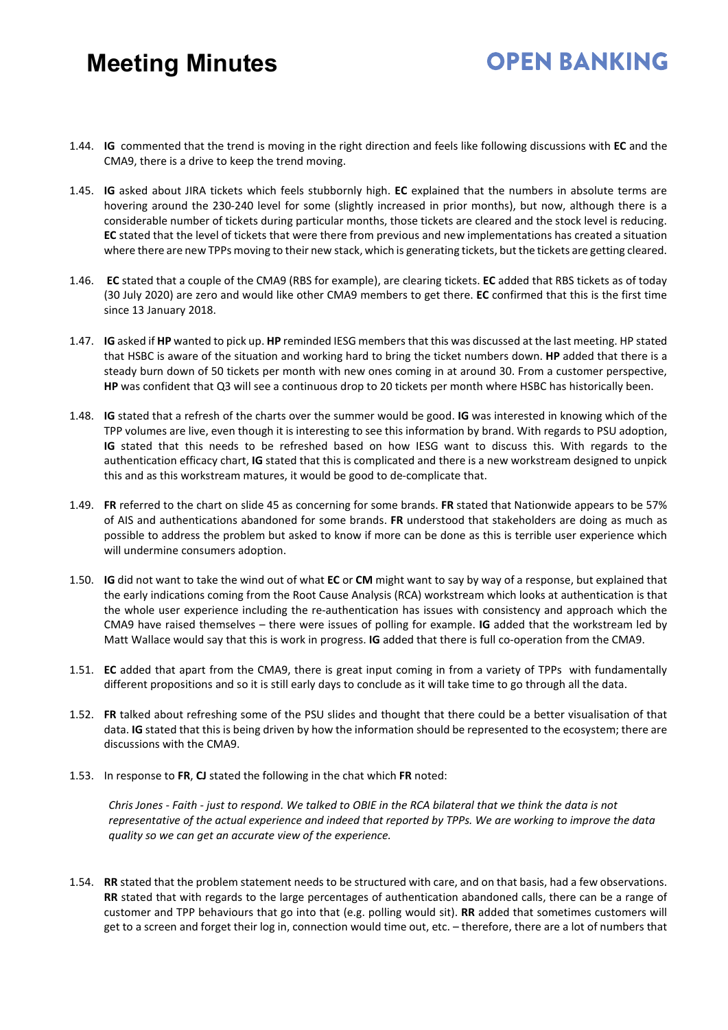1.44. **IG** commented that the trend is moving in the right direction and feels like following discussions with **EC** and the CMA9, there is a drive to keep the trend moving.

1.45. **IG** asked about JIRA tickets which feels stubbornly high. **EC** explained that the numbers in absolute terms are hovering around the 230-240 level for some (slightly increased in prior months), but now, although there is a considerable number of tickets during particular months, those tickets are cleared and the stock level is reducing. **EC** stated that the level of tickets that were there from previous and new implementations has created a situation where there are new TPPs moving to their new stack, which is generating tickets, but the tickets are getting cleared.

1.46. **EC** stated that a couple of the CMA9 (RBS for example), are clearing tickets. **EC** added that RBS tickets as of today (30 July 2020) are zero and would like other CMA9 members to get there. **EC** confirmed that this is the first time since 13 January 2018.

1.47. **IG** asked if **HP** wanted to pick up. **HP** reminded IESG members that this was discussed at the last meeting. HP stated that HSBC is aware of the situation and working hard to bring the ticket numbers down. **HP** added that there is a steady burn down of 50 tickets per month with new ones coming in at around 30. From a customer perspective, **HP** was confident that Q3 will see a continuous drop to 20 tickets per month where HSBC has historically been.

1.48. **IG** stated that a refresh of the charts over the summer would be good. **IG** was interested in knowing which of the TPP volumes are live, even though it is interesting to see this information by brand. With regards to PSU adoption, **IG** stated that this needs to be refreshed based on how IESG want to discuss this. With regards to the authentication efficacy chart, **IG** stated that this is complicated and there is a new workstream designed to unpick this and as this workstream matures, it would be good to de-complicate that.

1.49. **FR** referred to the chart on slide 45 as concerning for some brands. **FR** stated that Nationwide appears to be 57% of AIS and authentications abandoned for some brands. **FR** understood that stakeholders are doing as much as possible to address the problem but asked to know if more can be done as this is terrible user experience which will undermine consumers adoption.

1.50. **IG** did not want to take the wind out of what **EC** or **CM** might want to say by way of a response, but explained that the early indications coming from the Root Cause Analysis (RCA) workstream which looks at authentication is that the whole user experience including the re-authentication has issues with consistency and approach which the CMA9 have raised themselves – there were issues of polling for example. **IG** added that the workstream led by Matt Wallace would say that this is work in progress. **IG** added that there is full co-operation from the CMA9.

1.51. **EC** added that apart from the CMA9, there is great input coming in from a variety of TPPs with fundamentally different propositions and so it is still early days to conclude as it will take time to go through all the data.

1.52. **FR** talked about refreshing some of the PSU slides and thought that there could be a better visualisation of that data. **IG** stated that this is being driven by how the information should be represented to the ecosystem; there are discussions with the CMA9.

1.53. In response to **FR**, **CJ** stated the following in the chat which **FR** noted:

> *Chris Jones - Faith - just to respond. We talked to OBIE in the RCA bilateral that we think the data is not representative of the actual experience and indeed that reported by TPPs. We are working to improve the data quality so we can get an accurate view of the experience.*

1.54. **RR** stated that the problem statement needs to be structured with care, and on that basis, had a few observations. **RR** stated that with regards to the large percentages of authentication abandoned calls, there can be a range of customer and TPP behaviours that go into that (e.g. polling would sit). **RR** added that sometimes customers will get to a screen and forget their log in, connection would time out, etc. – therefore, there are a lot of numbers that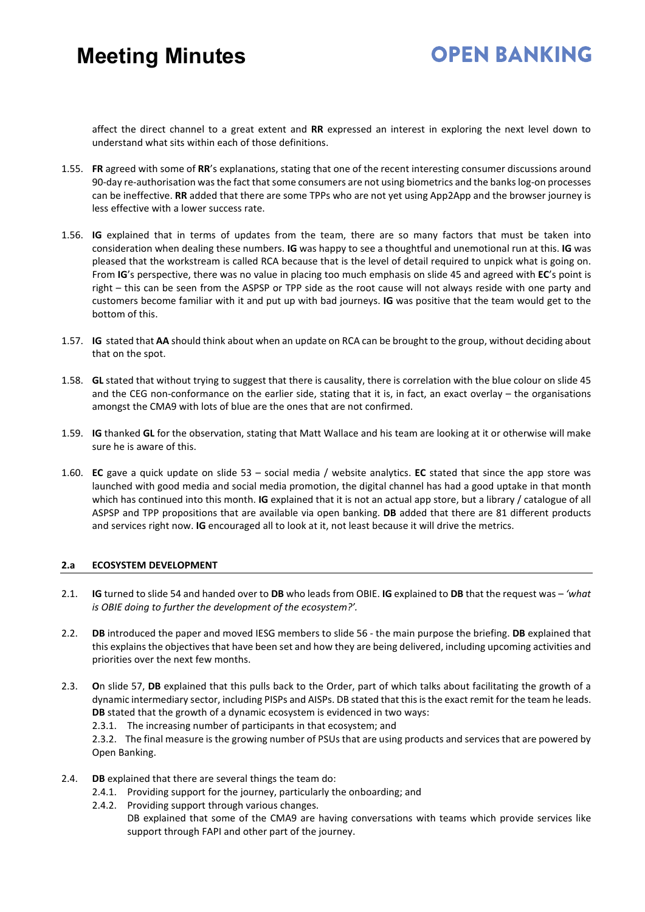affect the direct channel to a great extent and **RR** expressed an interest in exploring the next level down to understand what sits within each of those definitions.

1.55. **FR** agreed with some of **RR**'s explanations, stating that one of the recent interesting consumer discussions around 90-day re-authorisation was the fact that some consumers are not using biometrics and the banks log-on processes can be ineffective. **RR** added that there are some TPPs who are not yet using App2App and the browser journey is less effective with a lower success rate.

1.56. **IG** explained that in terms of updates from the team, there are so many factors that must be taken into consideration when dealing these numbers. **IG** was happy to see a thoughtful and unemotional run at this. **IG** was pleased that the workstream is called RCA because that is the level of detail required to unpick what is going on. From **IG**'s perspective, there was no value in placing too much emphasis on slide 45 and agreed with **EC**'s point is right – this can be seen from the ASPSP or TPP side as the root cause will not always reside with one party and customers become familiar with it and put up with bad journeys. **IG** was positive that the team would get to the bottom of this.

1.57. **IG** stated that **AA** should think about when an update on RCA can be brought to the group, without deciding about that on the spot.

1.58. **GL** stated that without trying to suggest that there is causality, there is correlation with the blue colour on slide 45 and the CEG non-conformance on the earlier side, stating that it is, in fact, an exact overlay – the organisations amongst the CMA9 with lots of blue are the ones that are not confirmed.

1.59. **IG** thanked **GL** for the observation, stating that Matt Wallace and his team are looking at it or otherwise will make sure he is aware of this.

1.60. **EC** gave a quick update on slide 53 – social media / website analytics. **EC** stated that since the app store was launched with good media and social media promotion, the digital channel has had a good uptake in that month which has continued into this month. **IG** explained that it is not an actual app store, but a library / catalogue of all ASPSP and TPP propositions that are available via open banking. **DB** added that there are 81 different products and services right now. **IG** encouraged all to look at it, not least because it will drive the metrics.

## 2.a ECOSYSTEM DEVELOPMENT

2.1. **IG** turned to slide 54 and handed over to **DB** who leads from OBIE. **IG** explained to **DB** that the request was – *'what is OBIE doing to further the development of the ecosystem?'.*

2.2. **DB** introduced the paper and moved IESG members to slide 56 - the main purpose the briefing. **DB** explained that this explains the objectives that have been set and how they are being delivered, including upcoming activities and priorities over the next few months.

2.3. **O**n slide 57, **DB** explained that this pulls back to the Order, part of which talks about facilitating the growth of a dynamic intermediary sector, including PISPs and AISPs. DB stated that this is the exact remit for the team he leads. **DB** stated that the growth of a dynamic ecosystem is evidenced in two ways:

2.3.1. The increasing number of participants in that ecosystem; and

2.3.2. The final measure is the growing number of PSUs that are using products and services that are powered by Open Banking.

2.4. **DB** explained that there are several things the team do:

2.4.1. Providing support for the journey, particularly the onboarding; and

2.4.2. Providing support through various changes.

DB explained that some of the CMA9 are having conversations with teams which provide services like support through FAPI and other part of the journey.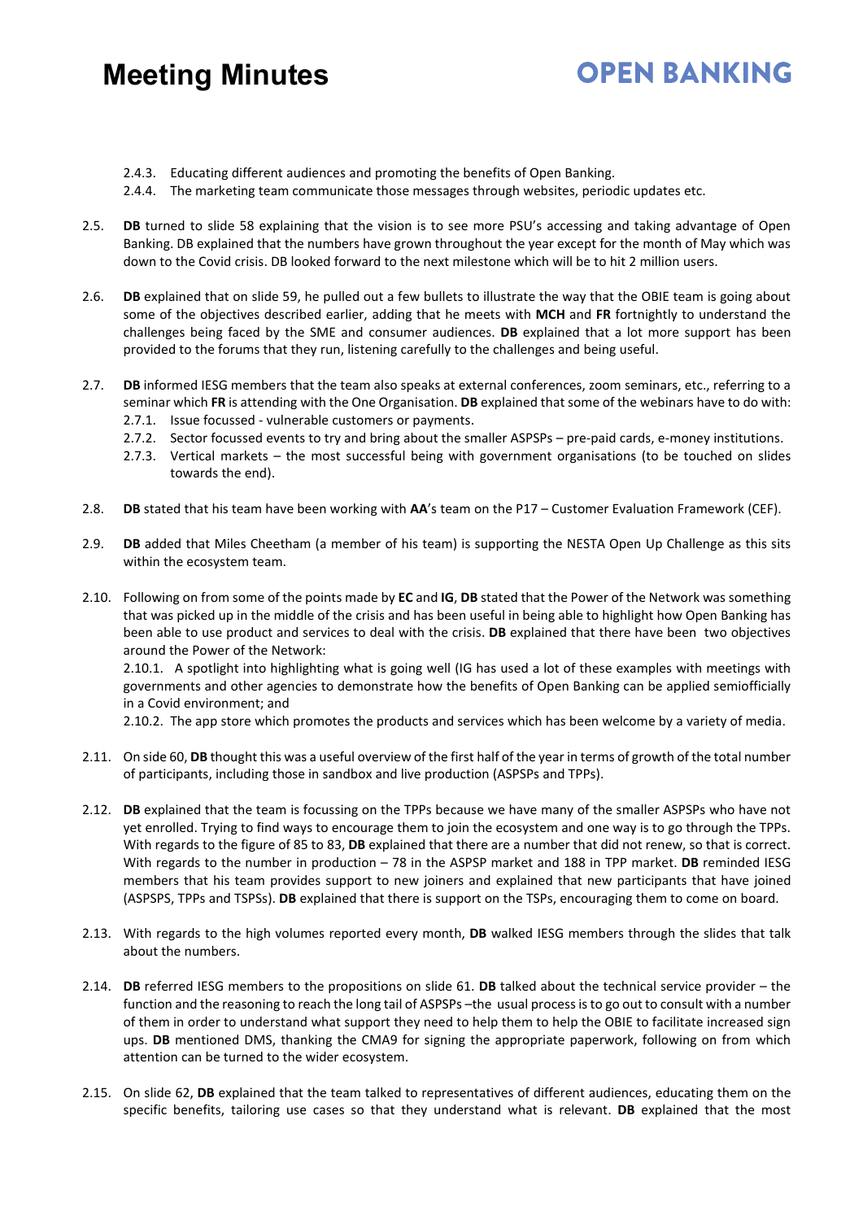2.4.3. Educating different audiences and promoting the benefits of Open Banking.
2.4.4. The marketing team communicate those messages through websites, periodic updates etc.

2.5. **DB** turned to slide 58 explaining that the vision is to see more PSU's accessing and taking advantage of Open Banking. DB explained that the numbers have grown throughout the year except for the month of May which was down to the Covid crisis. DB looked forward to the next milestone which will be to hit 2 million users.

2.6. **DB** explained that on slide 59, he pulled out a few bullets to illustrate the way that the OBIE team is going about some of the objectives described earlier, adding that he meets with **MCH** and **FR** fortnightly to understand the challenges being faced by the SME and consumer audiences. **DB** explained that a lot more support has been provided to the forums that they run, listening carefully to the challenges and being useful.

2.7. **DB** informed IESG members that the team also speaks at external conferences, zoom seminars, etc., referring to a seminar which **FR** is attending with the One Organisation. **DB** explained that some of the webinars have to do with:
2.7.1. Issue focussed - vulnerable customers or payments.
2.7.2. Sector focussed events to try and bring about the smaller ASPSPs – pre-paid cards, e-money institutions.
2.7.3. Vertical markets – the most successful being with government organisations (to be touched on slides towards the end).

2.8. **DB** stated that his team have been working with **AA**'s team on the P17 – Customer Evaluation Framework (CEF).

2.9. **DB** added that Miles Cheetham (a member of his team) is supporting the NESTA Open Up Challenge as this sits within the ecosystem team.

2.10. Following on from some of the points made by **EC** and **IG**, **DB** stated that the Power of the Network was something that was picked up in the middle of the crisis and has been useful in being able to highlight how Open Banking has been able to use product and services to deal with the crisis. **DB** explained that there have been two objectives around the Power of the Network:
2.10.1. A spotlight into highlighting what is going well (IG has used a lot of these examples with meetings with governments and other agencies to demonstrate how the benefits of Open Banking can be applied semiofficially in a Covid environment; and
2.10.2. The app store which promotes the products and services which has been welcome by a variety of media.

2.11. On side 60, **DB** thought this was a useful overview of the first half of the year in terms of growth of the total number of participants, including those in sandbox and live production (ASPSPs and TPPs).

2.12. **DB** explained that the team is focussing on the TPPs because we have many of the smaller ASPSPs who have not yet enrolled. Trying to find ways to encourage them to join the ecosystem and one way is to go through the TPPs. With regards to the figure of 85 to 83, **DB** explained that there are a number that did not renew, so that is correct. With regards to the number in production – 78 in the ASPSP market and 188 in TPP market. **DB** reminded IESG members that his team provides support to new joiners and explained that new participants that have joined (ASPSPS, TPPs and TSPSs). **DB** explained that there is support on the TSPs, encouraging them to come on board.

2.13. With regards to the high volumes reported every month, **DB** walked IESG members through the slides that talk about the numbers.

2.14. **DB** referred IESG members to the propositions on slide 61. **DB** talked about the technical service provider – the function and the reasoning to reach the long tail of ASPSPs –the usual process is to go out to consult with a number of them in order to understand what support they need to help them to help the OBIE to facilitate increased sign ups. **DB** mentioned DMS, thanking the CMA9 for signing the appropriate paperwork, following on from which attention can be turned to the wider ecosystem.

2.15. On slide 62, **DB** explained that the team talked to representatives of different audiences, educating them on the specific benefits, tailoring use cases so that they understand what is relevant. **DB** explained that the most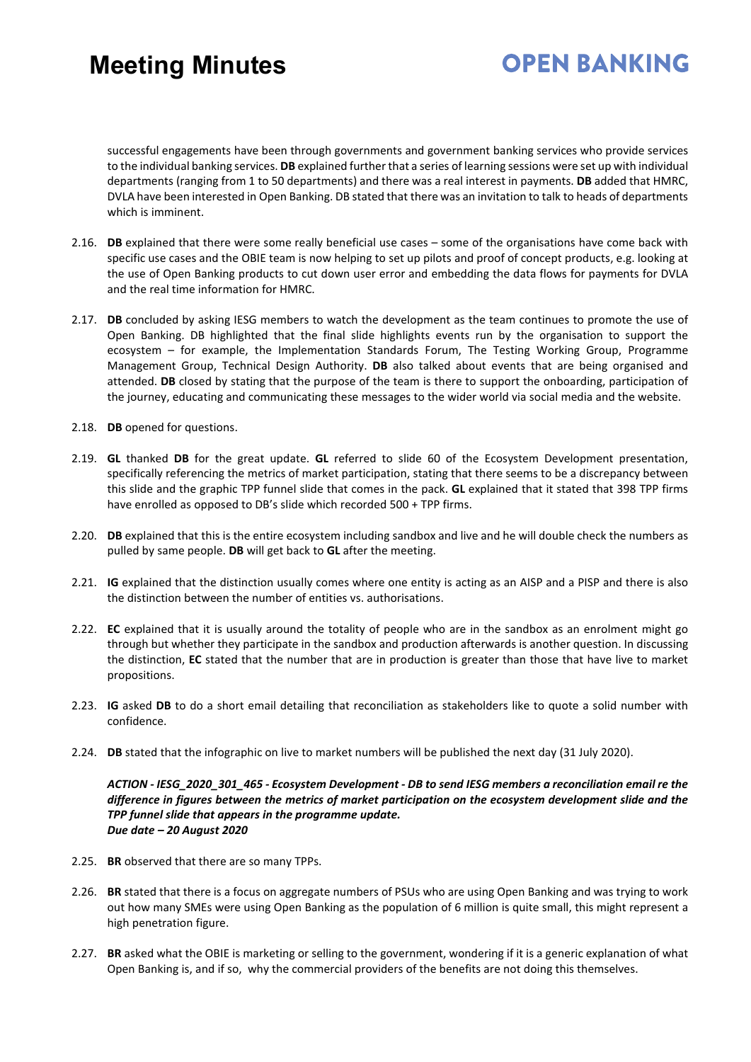successful engagements have been through governments and government banking services who provide services to the individual banking services. **DB** explained further that a series of learning sessions were set up with individual departments (ranging from 1 to 50 departments) and there was a real interest in payments. **DB** added that HMRC, DVLA have been interested in Open Banking. DB stated that there was an invitation to talk to heads of departments which is imminent.

2.16. **DB** explained that there were some really beneficial use cases – some of the organisations have come back with specific use cases and the OBIE team is now helping to set up pilots and proof of concept products, e.g. looking at the use of Open Banking products to cut down user error and embedding the data flows for payments for DVLA and the real time information for HMRC.

2.17. **DB** concluded by asking IESG members to watch the development as the team continues to promote the use of Open Banking. DB highlighted that the final slide highlights events run by the organisation to support the ecosystem – for example, the Implementation Standards Forum, The Testing Working Group, Programme Management Group, Technical Design Authority. **DB** also talked about events that are being organised and attended. **DB** closed by stating that the purpose of the team is there to support the onboarding, participation of the journey, educating and communicating these messages to the wider world via social media and the website.

2.18. **DB** opened for questions.

2.19. **GL** thanked **DB** for the great update. **GL** referred to slide 60 of the Ecosystem Development presentation, specifically referencing the metrics of market participation, stating that there seems to be a discrepancy between this slide and the graphic TPP funnel slide that comes in the pack. **GL** explained that it stated that 398 TPP firms have enrolled as opposed to DB's slide which recorded 500 + TPP firms.

2.20. **DB** explained that this is the entire ecosystem including sandbox and live and he will double check the numbers as pulled by same people. **DB** will get back to **GL** after the meeting.

2.21. **IG** explained that the distinction usually comes where one entity is acting as an AISP and a PISP and there is also the distinction between the number of entities vs. authorisations.

2.22. **EC** explained that it is usually around the totality of people who are in the sandbox as an enrolment might go through but whether they participate in the sandbox and production afterwards is another question. In discussing the distinction, **EC** stated that the number that are in production is greater than those that have live to market propositions.

2.23. **IG** asked **DB** to do a short email detailing that reconciliation as stakeholders like to quote a solid number with confidence.

2.24. **DB** stated that the infographic on live to market numbers will be published the next day (31 July 2020).

***ACTION - IESG_2020_301_465 - Ecosystem Development - DB to send IESG members a reconciliation email re the difference in figures between the metrics of market participation on the ecosystem development slide and the TPP funnel slide that appears in the programme update.***
***Due date – 20 August 2020***

2.25. **BR** observed that there are so many TPPs.

2.26. **BR** stated that there is a focus on aggregate numbers of PSUs who are using Open Banking and was trying to work out how many SMEs were using Open Banking as the population of 6 million is quite small, this might represent a high penetration figure.

2.27. **BR** asked what the OBIE is marketing or selling to the government, wondering if it is a generic explanation of what Open Banking is, and if so, why the commercial providers of the benefits are not doing this themselves.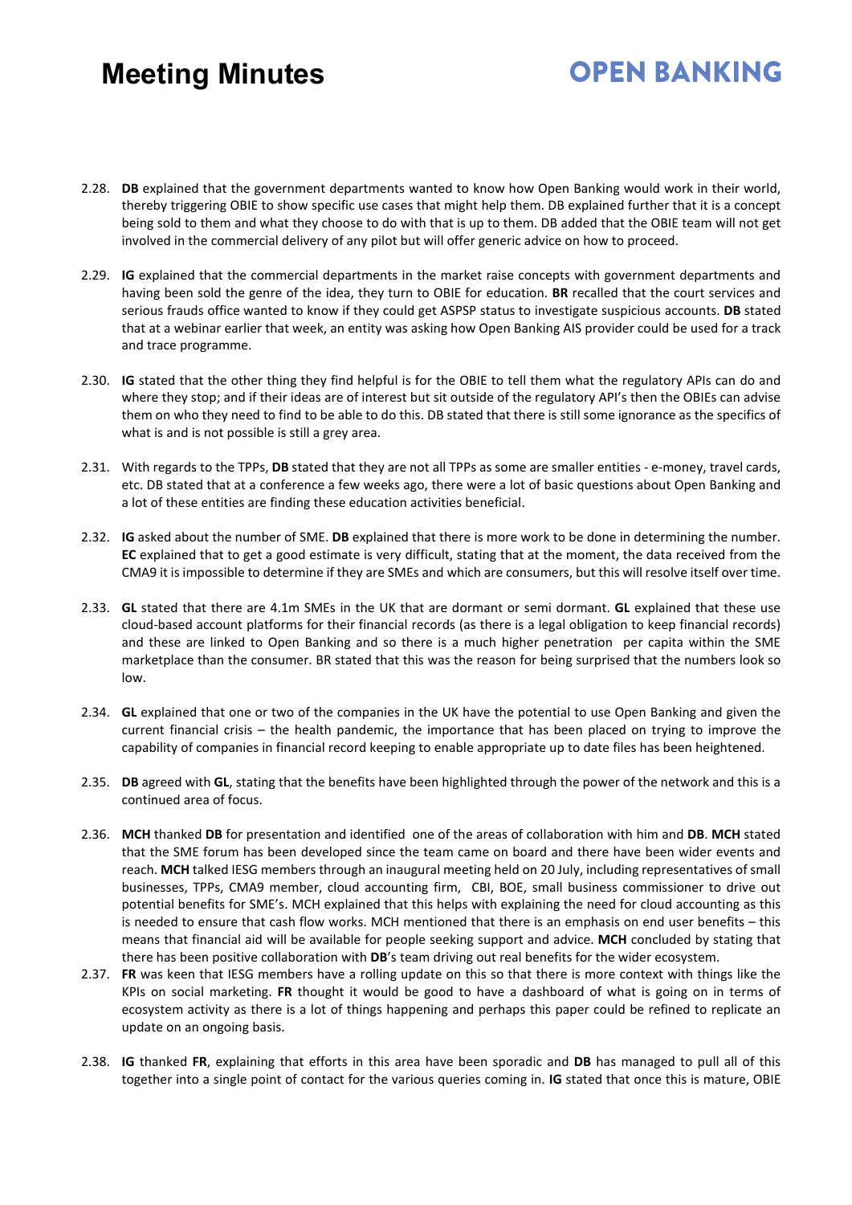2.28. **DB** explained that the government departments wanted to know how Open Banking would work in their world, thereby triggering OBIE to show specific use cases that might help them. DB explained further that it is a concept being sold to them and what they choose to do with that is up to them. DB added that the OBIE team will not get involved in the commercial delivery of any pilot but will offer generic advice on how to proceed.

2.29. **IG** explained that the commercial departments in the market raise concepts with government departments and having been sold the genre of the idea, they turn to OBIE for education. **BR** recalled that the court services and serious frauds office wanted to know if they could get ASPSP status to investigate suspicious accounts. **DB** stated that at a webinar earlier that week, an entity was asking how Open Banking AIS provider could be used for a track and trace programme.

2.30. **IG** stated that the other thing they find helpful is for the OBIE to tell them what the regulatory APIs can do and where they stop; and if their ideas are of interest but sit outside of the regulatory API's then the OBIEs can advise them on who they need to find to be able to do this. DB stated that there is still some ignorance as the specifics of what is and is not possible is still a grey area.

2.31. With regards to the TPPs, **DB** stated that they are not all TPPs as some are smaller entities - e-money, travel cards, etc. DB stated that at a conference a few weeks ago, there were a lot of basic questions about Open Banking and a lot of these entities are finding these education activities beneficial.

2.32. **IG** asked about the number of SME. **DB** explained that there is more work to be done in determining the number. **EC** explained that to get a good estimate is very difficult, stating that at the moment, the data received from the CMA9 it is impossible to determine if they are SMEs and which are consumers, but this will resolve itself over time.

2.33. **GL** stated that there are 4.1m SMEs in the UK that are dormant or semi dormant. **GL** explained that these use cloud-based account platforms for their financial records (as there is a legal obligation to keep financial records) and these are linked to Open Banking and so there is a much higher penetration per capita within the SME marketplace than the consumer. BR stated that this was the reason for being surprised that the numbers look so low.

2.34. **GL** explained that one or two of the companies in the UK have the potential to use Open Banking and given the current financial crisis – the health pandemic, the importance that has been placed on trying to improve the capability of companies in financial record keeping to enable appropriate up to date files has been heightened.

2.35. **DB** agreed with **GL**, stating that the benefits have been highlighted through the power of the network and this is a continued area of focus.

2.36. **MCH** thanked **DB** for presentation and identified one of the areas of collaboration with him and **DB**. **MCH** stated that the SME forum has been developed since the team came on board and there have been wider events and reach. **MCH** talked IESG members through an inaugural meeting held on 20 July, including representatives of small businesses, TPPs, CMA9 member, cloud accounting firm, CBI, BOE, small business commissioner to drive out potential benefits for SME's. MCH explained that this helps with explaining the need for cloud accounting as this is needed to ensure that cash flow works. MCH mentioned that there is an emphasis on end user benefits – this means that financial aid will be available for people seeking support and advice. **MCH** concluded by stating that there has been positive collaboration with **DB**'s team driving out real benefits for the wider ecosystem.

2.37. **FR** was keen that IESG members have a rolling update on this so that there is more context with things like the KPIs on social marketing. **FR** thought it would be good to have a dashboard of what is going on in terms of ecosystem activity as there is a lot of things happening and perhaps this paper could be refined to replicate an update on an ongoing basis.

2.38. **IG** thanked **FR**, explaining that efforts in this area have been sporadic and **DB** has managed to pull all of this together into a single point of contact for the various queries coming in. **IG** stated that once this is mature, OBIE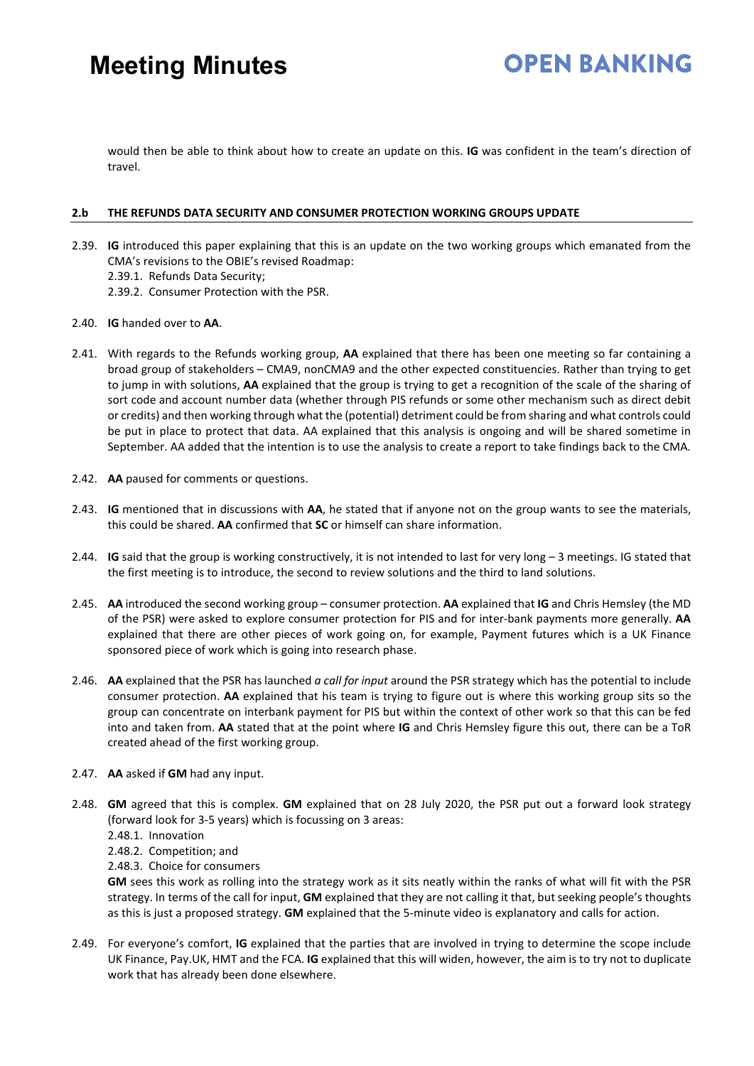would then be able to think about how to create an update on this. **IG** was confident in the team's direction of travel.

## 2.b THE REFUNDS DATA SECURITY AND CONSUMER PROTECTION WORKING GROUPS UPDATE

2.39. **IG** introduced this paper explaining that this is an update on the two working groups which emanated from the CMA's revisions to the OBIE's revised Roadmap:
  2.39.1. Refunds Data Security;
  2.39.2. Consumer Protection with the PSR.

2.40. **IG** handed over to **AA**.

2.41. With regards to the Refunds working group, **AA** explained that there has been one meeting so far containing a broad group of stakeholders – CMA9, nonCMA9 and the other expected constituencies. Rather than trying to get to jump in with solutions, **AA** explained that the group is trying to get a recognition of the scale of the sharing of sort code and account number data (whether through PIS refunds or some other mechanism such as direct debit or credits) and then working through what the (potential) detriment could be from sharing and what controls could be put in place to protect that data. AA explained that this analysis is ongoing and will be shared sometime in September. AA added that the intention is to use the analysis to create a report to take findings back to the CMA.

2.42. **AA** paused for comments or questions.

2.43. **IG** mentioned that in discussions with **AA**, he stated that if anyone not on the group wants to see the materials, this could be shared. **AA** confirmed that **SC** or himself can share information.

2.44. **IG** said that the group is working constructively, it is not intended to last for very long – 3 meetings. IG stated that the first meeting is to introduce, the second to review solutions and the third to land solutions.

2.45. **AA** introduced the second working group – consumer protection. **AA** explained that **IG** and Chris Hemsley (the MD of the PSR) were asked to explore consumer protection for PIS and for inter-bank payments more generally. **AA** explained that there are other pieces of work going on, for example, Payment futures which is a UK Finance sponsored piece of work which is going into research phase.

2.46. **AA** explained that the PSR has launched *a call for input* around the PSR strategy which has the potential to include consumer protection. **AA** explained that his team is trying to figure out is where this working group sits so the group can concentrate on interbank payment for PIS but within the context of other work so that this can be fed into and taken from. **AA** stated that at the point where **IG** and Chris Hemsley figure this out, there can be a ToR created ahead of the first working group.

2.47. **AA** asked if **GM** had any input.

2.48. **GM** agreed that this is complex. **GM** explained that on 28 July 2020, the PSR put out a forward look strategy (forward look for 3-5 years) which is focussing on 3 areas:
  2.48.1. Innovation
  2.48.2. Competition; and
  2.48.3. Choice for consumers

  **GM** sees this work as rolling into the strategy work as it sits neatly within the ranks of what will fit with the PSR strategy. In terms of the call for input, **GM** explained that they are not calling it that, but seeking people's thoughts as this is just a proposed strategy. **GM** explained that the 5-minute video is explanatory and calls for action.

2.49. For everyone's comfort, **IG** explained that the parties that are involved in trying to determine the scope include UK Finance, Pay.UK, HMT and the FCA. **IG** explained that this will widen, however, the aim is to try not to duplicate work that has already been done elsewhere.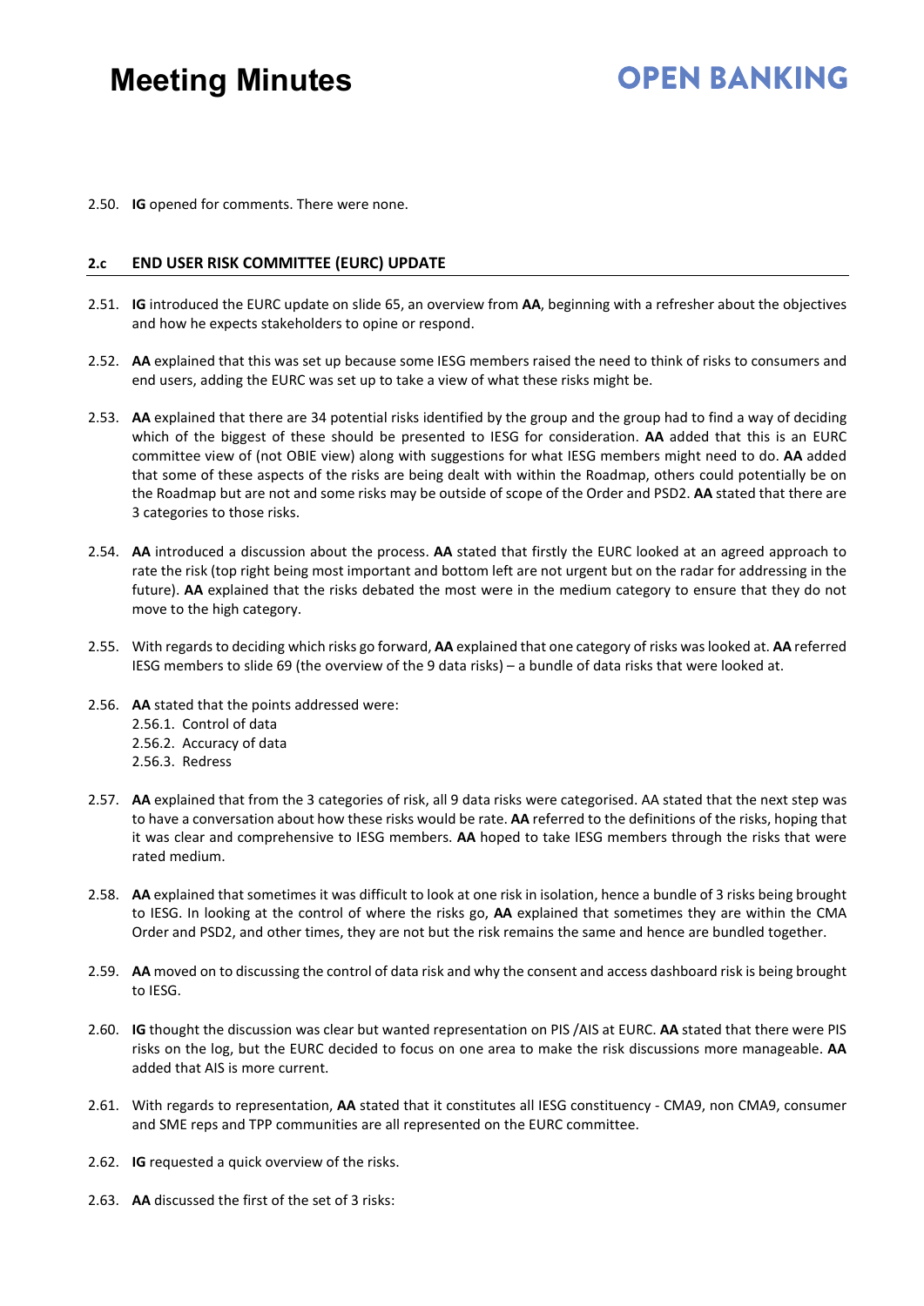2.50. **IG** opened for comments. There were none.

## 2.c END USER RISK COMMITTEE (EURC) UPDATE

2.51. **IG** introduced the EURC update on slide 65, an overview from **AA**, beginning with a refresher about the objectives and how he expects stakeholders to opine or respond.

2.52. **AA** explained that this was set up because some IESG members raised the need to think of risks to consumers and end users, adding the EURC was set up to take a view of what these risks might be.

2.53. **AA** explained that there are 34 potential risks identified by the group and the group had to find a way of deciding which of the biggest of these should be presented to IESG for consideration. **AA** added that this is an EURC committee view of (not OBIE view) along with suggestions for what IESG members might need to do. **AA** added that some of these aspects of the risks are being dealt with within the Roadmap, others could potentially be on the Roadmap but are not and some risks may be outside of scope of the Order and PSD2. **AA** stated that there are 3 categories to those risks.

2.54. **AA** introduced a discussion about the process. **AA** stated that firstly the EURC looked at an agreed approach to rate the risk (top right being most important and bottom left are not urgent but on the radar for addressing in the future). **AA** explained that the risks debated the most were in the medium category to ensure that they do not move to the high category.

2.55. With regards to deciding which risks go forward, **AA** explained that one category of risks was looked at. **AA** referred IESG members to slide 69 (the overview of the 9 data risks) – a bundle of data risks that were looked at.

2.56. **AA** stated that the points addressed were:
  2.56.1. Control of data
  2.56.2. Accuracy of data
  2.56.3. Redress

2.57. **AA** explained that from the 3 categories of risk, all 9 data risks were categorised. AA stated that the next step was to have a conversation about how these risks would be rate. **AA** referred to the definitions of the risks, hoping that it was clear and comprehensive to IESG members. **AA** hoped to take IESG members through the risks that were rated medium.

2.58. **AA** explained that sometimes it was difficult to look at one risk in isolation, hence a bundle of 3 risks being brought to IESG. In looking at the control of where the risks go, **AA** explained that sometimes they are within the CMA Order and PSD2, and other times, they are not but the risk remains the same and hence are bundled together.

2.59. **AA** moved on to discussing the control of data risk and why the consent and access dashboard risk is being brought to IESG.

2.60. **IG** thought the discussion was clear but wanted representation on PIS /AIS at EURC. **AA** stated that there were PIS risks on the log, but the EURC decided to focus on one area to make the risk discussions more manageable. **AA** added that AIS is more current.

2.61. With regards to representation, **AA** stated that it constitutes all IESG constituency - CMA9, non CMA9, consumer and SME reps and TPP communities are all represented on the EURC committee.

2.62. **IG** requested a quick overview of the risks.

2.63. **AA** discussed the first of the set of 3 risks: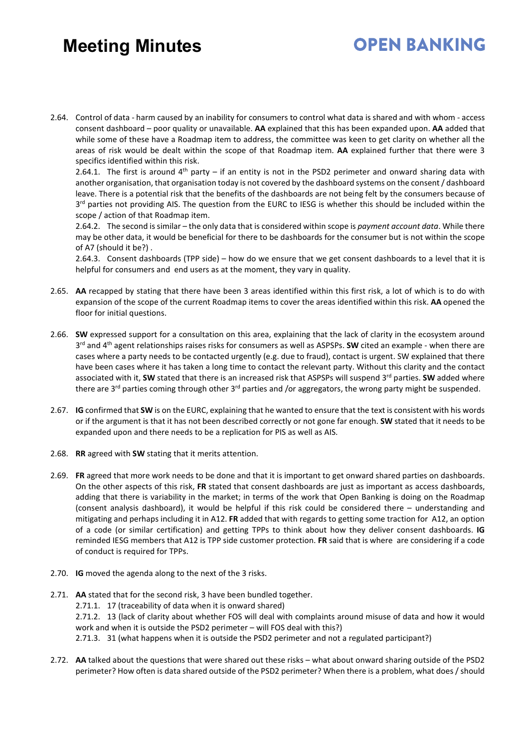2.64. Control of data - harm caused by an inability for consumers to control what data is shared and with whom - access consent dashboard – poor quality or unavailable. **AA** explained that this has been expanded upon. **AA** added that while some of these have a Roadmap item to address, the committee was keen to get clarity on whether all the areas of risk would be dealt within the scope of that Roadmap item. **AA** explained further that there were 3 specifics identified within this risk.

2.64.1. The first is around 4th party – if an entity is not in the PSD2 perimeter and onward sharing data with another organisation, that organisation today is not covered by the dashboard systems on the consent / dashboard leave. There is a potential risk that the benefits of the dashboards are not being felt by the consumers because of 3rd parties not providing AIS. The question from the EURC to IESG is whether this should be included within the scope / action of that Roadmap item.

2.64.2. The second is similar – the only data that is considered within scope is *payment account data*. While there may be other data, it would be beneficial for there to be dashboards for the consumer but is not within the scope of A7 (should it be?) .

2.64.3. Consent dashboards (TPP side) – how do we ensure that we get consent dashboards to a level that it is helpful for consumers and end users as at the moment, they vary in quality.

2.65. **AA** recapped by stating that there have been 3 areas identified within this first risk, a lot of which is to do with expansion of the scope of the current Roadmap items to cover the areas identified within this risk. **AA** opened the floor for initial questions.

2.66. **SW** expressed support for a consultation on this area, explaining that the lack of clarity in the ecosystem around 3rd and 4th agent relationships raises risks for consumers as well as ASPSPs. **SW** cited an example - when there are cases where a party needs to be contacted urgently (e.g. due to fraud), contact is urgent. SW explained that there have been cases where it has taken a long time to contact the relevant party. Without this clarity and the contact associated with it, **SW** stated that there is an increased risk that ASPSPs will suspend 3rd parties. **SW** added where there are 3rd parties coming through other 3rd parties and /or aggregators, the wrong party might be suspended.

2.67. **IG** confirmed that **SW** is on the EURC, explaining that he wanted to ensure that the text is consistent with his words or if the argument is that it has not been described correctly or not gone far enough. **SW** stated that it needs to be expanded upon and there needs to be a replication for PIS as well as AIS.

2.68. **RR** agreed with **SW** stating that it merits attention.

2.69. **FR** agreed that more work needs to be done and that it is important to get onward shared parties on dashboards. On the other aspects of this risk, **FR** stated that consent dashboards are just as important as access dashboards, adding that there is variability in the market; in terms of the work that Open Banking is doing on the Roadmap (consent analysis dashboard), it would be helpful if this risk could be considered there – understanding and mitigating and perhaps including it in A12. **FR** added that with regards to getting some traction for A12, an option of a code (or similar certification) and getting TPPs to think about how they deliver consent dashboards. **IG** reminded IESG members that A12 is TPP side customer protection. **FR** said that is where are considering if a code of conduct is required for TPPs.

2.70. **IG** moved the agenda along to the next of the 3 risks.

2.71. **AA** stated that for the second risk, 3 have been bundled together.

2.71.1. 17 (traceability of data when it is onward shared)

2.71.2. 13 (lack of clarity about whether FOS will deal with complaints around misuse of data and how it would work and when it is outside the PSD2 perimeter – will FOS deal with this?)

2.71.3. 31 (what happens when it is outside the PSD2 perimeter and not a regulated participant?)

2.72. **AA** talked about the questions that were shared out these risks – what about onward sharing outside of the PSD2 perimeter? How often is data shared outside of the PSD2 perimeter? When there is a problem, what does / should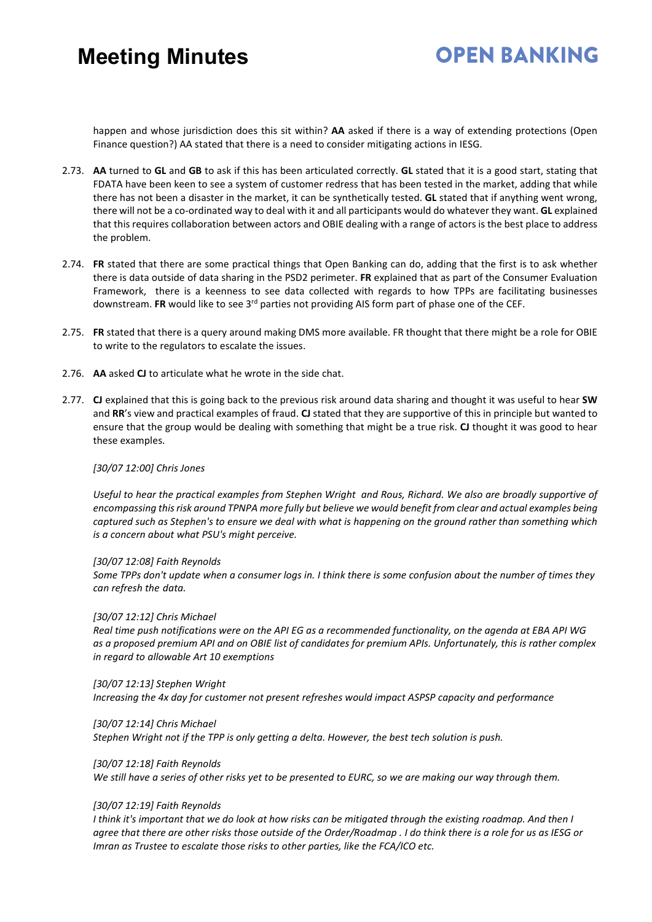happen and whose jurisdiction does this sit within? **AA** asked if there is a way of extending protections (Open Finance question?) AA stated that there is a need to consider mitigating actions in IESG.

2.73. **AA** turned to **GL** and **GB** to ask if this has been articulated correctly. **GL** stated that it is a good start, stating that FDATA have been keen to see a system of customer redress that has been tested in the market, adding that while there has not been a disaster in the market, it can be synthetically tested. **GL** stated that if anything went wrong, there will not be a co-ordinated way to deal with it and all participants would do whatever they want. **GL** explained that this requires collaboration between actors and OBIE dealing with a range of actors is the best place to address the problem.

2.74. **FR** stated that there are some practical things that Open Banking can do, adding that the first is to ask whether there is data outside of data sharing in the PSD2 perimeter. **FR** explained that as part of the Consumer Evaluation Framework, there is a keenness to see data collected with regards to how TPPs are facilitating businesses downstream. **FR** would like to see 3rd parties not providing AIS form part of phase one of the CEF.

2.75. **FR** stated that there is a query around making DMS more available. FR thought that there might be a role for OBIE to write to the regulators to escalate the issues.

2.76. **AA** asked **CJ** to articulate what he wrote in the side chat.

2.77. **CJ** explained that this is going back to the previous risk around data sharing and thought it was useful to hear **SW** and **RR**'s view and practical examples of fraud. **CJ** stated that they are supportive of this in principle but wanted to ensure that the group would be dealing with something that might be a true risk. **CJ** thought it was good to hear these examples.

*[30/07 12:00] Chris Jones*

*Useful to hear the practical examples from Stephen Wright and Rous, Richard. We also are broadly supportive of encompassing this risk around TPNPA more fully but believe we would benefit from clear and actual examples being captured such as Stephen's to ensure we deal with what is happening on the ground rather than something which is a concern about what PSU's might perceive.*

*[30/07 12:08] Faith Reynolds*
*Some TPPs don't update when a consumer logs in. I think there is some confusion about the number of times they can refresh the data.*

*[30/07 12:12] Chris Michael*
*Real time push notifications were on the API EG as a recommended functionality, on the agenda at EBA API WG as a proposed premium API and on OBIE list of candidates for premium APIs. Unfortunately, this is rather complex in regard to allowable Art 10 exemptions*

*[30/07 12:13] Stephen Wright*
*Increasing the 4x day for customer not present refreshes would impact ASPSP capacity and performance*

*[30/07 12:14] Chris Michael*
*Stephen Wright not if the TPP is only getting a delta. However, the best tech solution is push.*

*[30/07 12:18] Faith Reynolds*
*We still have a series of other risks yet to be presented to EURC, so we are making our way through them.*

*[30/07 12:19] Faith Reynolds*
*I think it's important that we do look at how risks can be mitigated through the existing roadmap. And then I agree that there are other risks those outside of the Order/Roadmap . I do think there is a role for us as IESG or Imran as Trustee to escalate those risks to other parties, like the FCA/ICO etc.*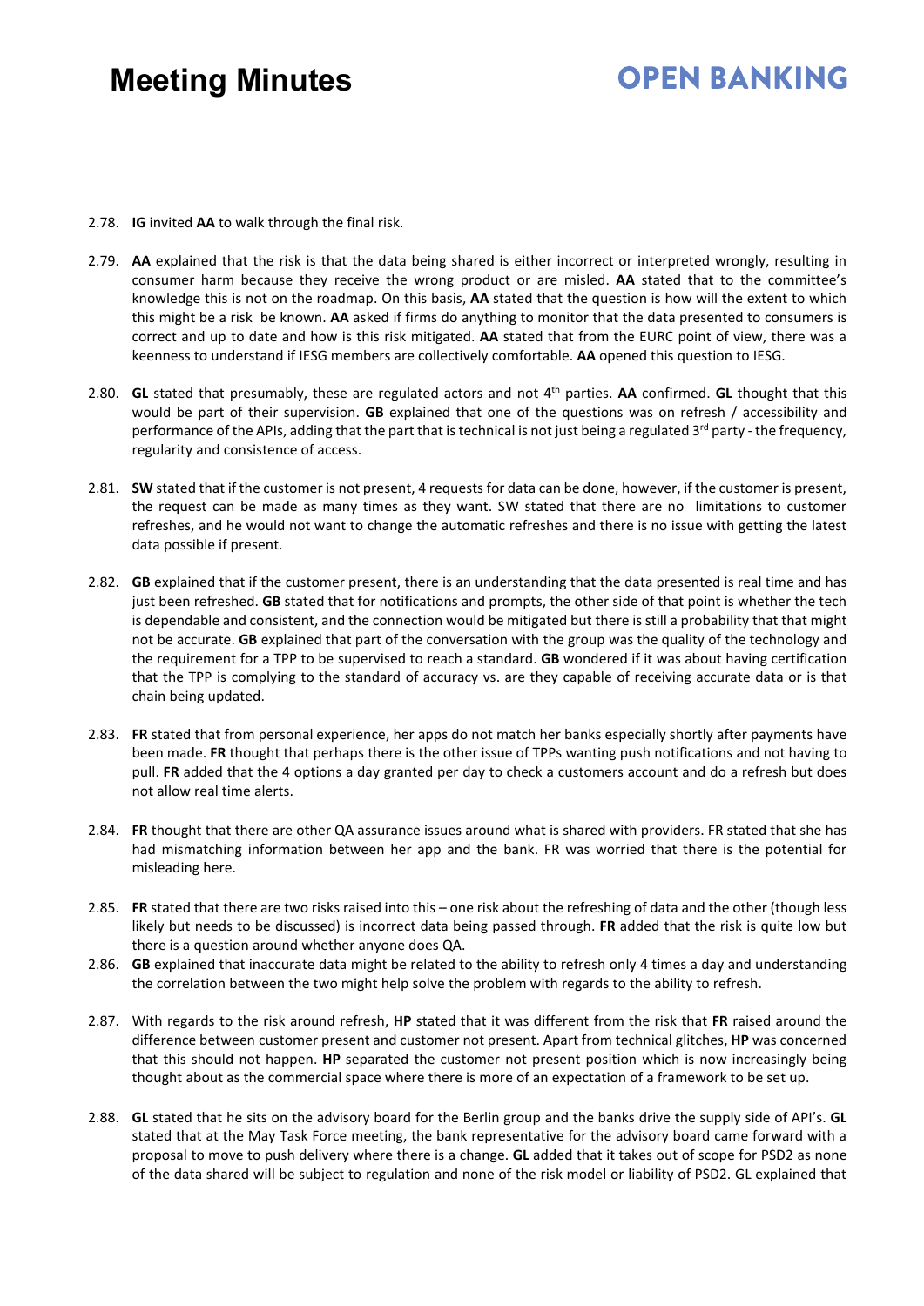2.78. **IG** invited **AA** to walk through the final risk.

2.79. **AA** explained that the risk is that the data being shared is either incorrect or interpreted wrongly, resulting in consumer harm because they receive the wrong product or are misled. **AA** stated that to the committee's knowledge this is not on the roadmap. On this basis, **AA** stated that the question is how will the extent to which this might be a risk be known. **AA** asked if firms do anything to monitor that the data presented to consumers is correct and up to date and how is this risk mitigated. **AA** stated that from the EURC point of view, there was a keenness to understand if IESG members are collectively comfortable. **AA** opened this question to IESG.

2.80. **GL** stated that presumably, these are regulated actors and not 4th parties. **AA** confirmed. **GL** thought that this would be part of their supervision. **GB** explained that one of the questions was on refresh / accessibility and performance of the APIs, adding that the part that is technical is not just being a regulated 3rd party - the frequency, regularity and consistence of access.

2.81. **SW** stated that if the customer is not present, 4 requests for data can be done, however, if the customer is present, the request can be made as many times as they want. SW stated that there are no limitations to customer refreshes, and he would not want to change the automatic refreshes and there is no issue with getting the latest data possible if present.

2.82. **GB** explained that if the customer present, there is an understanding that the data presented is real time and has just been refreshed. **GB** stated that for notifications and prompts, the other side of that point is whether the tech is dependable and consistent, and the connection would be mitigated but there is still a probability that that might not be accurate. **GB** explained that part of the conversation with the group was the quality of the technology and the requirement for a TPP to be supervised to reach a standard. **GB** wondered if it was about having certification that the TPP is complying to the standard of accuracy vs. are they capable of receiving accurate data or is that chain being updated.

2.83. **FR** stated that from personal experience, her apps do not match her banks especially shortly after payments have been made. **FR** thought that perhaps there is the other issue of TPPs wanting push notifications and not having to pull. **FR** added that the 4 options a day granted per day to check a customers account and do a refresh but does not allow real time alerts.

2.84. **FR** thought that there are other QA assurance issues around what is shared with providers. FR stated that she has had mismatching information between her app and the bank. FR was worried that there is the potential for misleading here.

2.85. **FR** stated that there are two risks raised into this – one risk about the refreshing of data and the other (though less likely but needs to be discussed) is incorrect data being passed through. **FR** added that the risk is quite low but there is a question around whether anyone does QA.

2.86. **GB** explained that inaccurate data might be related to the ability to refresh only 4 times a day and understanding the correlation between the two might help solve the problem with regards to the ability to refresh.

2.87. With regards to the risk around refresh, **HP** stated that it was different from the risk that **FR** raised around the difference between customer present and customer not present. Apart from technical glitches, **HP** was concerned that this should not happen. **HP** separated the customer not present position which is now increasingly being thought about as the commercial space where there is more of an expectation of a framework to be set up.

2.88. **GL** stated that he sits on the advisory board for the Berlin group and the banks drive the supply side of API's. **GL** stated that at the May Task Force meeting, the bank representative for the advisory board came forward with a proposal to move to push delivery where there is a change. **GL** added that it takes out of scope for PSD2 as none of the data shared will be subject to regulation and none of the risk model or liability of PSD2. GL explained that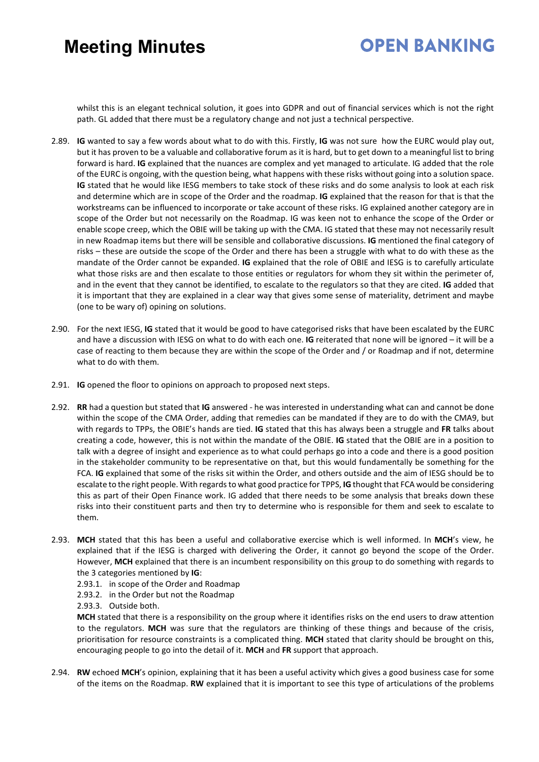whilst this is an elegant technical solution, it goes into GDPR and out of financial services which is not the right path. GL added that there must be a regulatory change and not just a technical perspective.

2.89. **IG** wanted to say a few words about what to do with this. Firstly, **IG** was not sure how the EURC would play out, but it has proven to be a valuable and collaborative forum as it is hard, but to get down to a meaningful list to bring forward is hard. **IG** explained that the nuances are complex and yet managed to articulate. IG added that the role of the EURC is ongoing, with the question being, what happens with these risks without going into a solution space. **IG** stated that he would like IESG members to take stock of these risks and do some analysis to look at each risk and determine which are in scope of the Order and the roadmap. **IG** explained that the reason for that is that the workstreams can be influenced to incorporate or take account of these risks. IG explained another category are in scope of the Order but not necessarily on the Roadmap. IG was keen not to enhance the scope of the Order or enable scope creep, which the OBIE will be taking up with the CMA. IG stated that these may not necessarily result in new Roadmap items but there will be sensible and collaborative discussions. **IG** mentioned the final category of risks – these are outside the scope of the Order and there has been a struggle with what to do with these as the mandate of the Order cannot be expanded. **IG** explained that the role of OBIE and IESG is to carefully articulate what those risks are and then escalate to those entities or regulators for whom they sit within the perimeter of, and in the event that they cannot be identified, to escalate to the regulators so that they are cited. **IG** added that it is important that they are explained in a clear way that gives some sense of materiality, detriment and maybe (one to be wary of) opining on solutions.

2.90. For the next IESG, **IG** stated that it would be good to have categorised risks that have been escalated by the EURC and have a discussion with IESG on what to do with each one. **IG** reiterated that none will be ignored – it will be a case of reacting to them because they are within the scope of the Order and / or Roadmap and if not, determine what to do with them.

2.91. **IG** opened the floor to opinions on approach to proposed next steps.

2.92. **RR** had a question but stated that **IG** answered - he was interested in understanding what can and cannot be done within the scope of the CMA Order, adding that remedies can be mandated if they are to do with the CMA9, but with regards to TPPs, the OBIE's hands are tied. **IG** stated that this has always been a struggle and **FR** talks about creating a code, however, this is not within the mandate of the OBIE. **IG** stated that the OBIE are in a position to talk with a degree of insight and experience as to what could perhaps go into a code and there is a good position in the stakeholder community to be representative on that, but this would fundamentally be something for the FCA. **IG** explained that some of the risks sit within the Order, and others outside and the aim of IESG should be to escalate to the right people. With regards to what good practice for TPPS, **IG** thought that FCA would be considering this as part of their Open Finance work. IG added that there needs to be some analysis that breaks down these risks into their constituent parts and then try to determine who is responsible for them and seek to escalate to them.

2.93. **MCH** stated that this has been a useful and collaborative exercise which is well informed. In **MCH**'s view, he explained that if the IESG is charged with delivering the Order, it cannot go beyond the scope of the Order. However, **MCH** explained that there is an incumbent responsibility on this group to do something with regards to the 3 categories mentioned by **IG**:

   2.93.1. in scope of the Order and Roadmap
   2.93.2. in the Order but not the Roadmap
   2.93.3. Outside both.

   **MCH** stated that there is a responsibility on the group where it identifies risks on the end users to draw attention to the regulators. **MCH** was sure that the regulators are thinking of these things and because of the crisis, prioritisation for resource constraints is a complicated thing. **MCH** stated that clarity should be brought on this, encouraging people to go into the detail of it. **MCH** and **FR** support that approach.

2.94. **RW** echoed **MCH**'s opinion, explaining that it has been a useful activity which gives a good business case for some of the items on the Roadmap. **RW** explained that it is important to see this type of articulations of the problems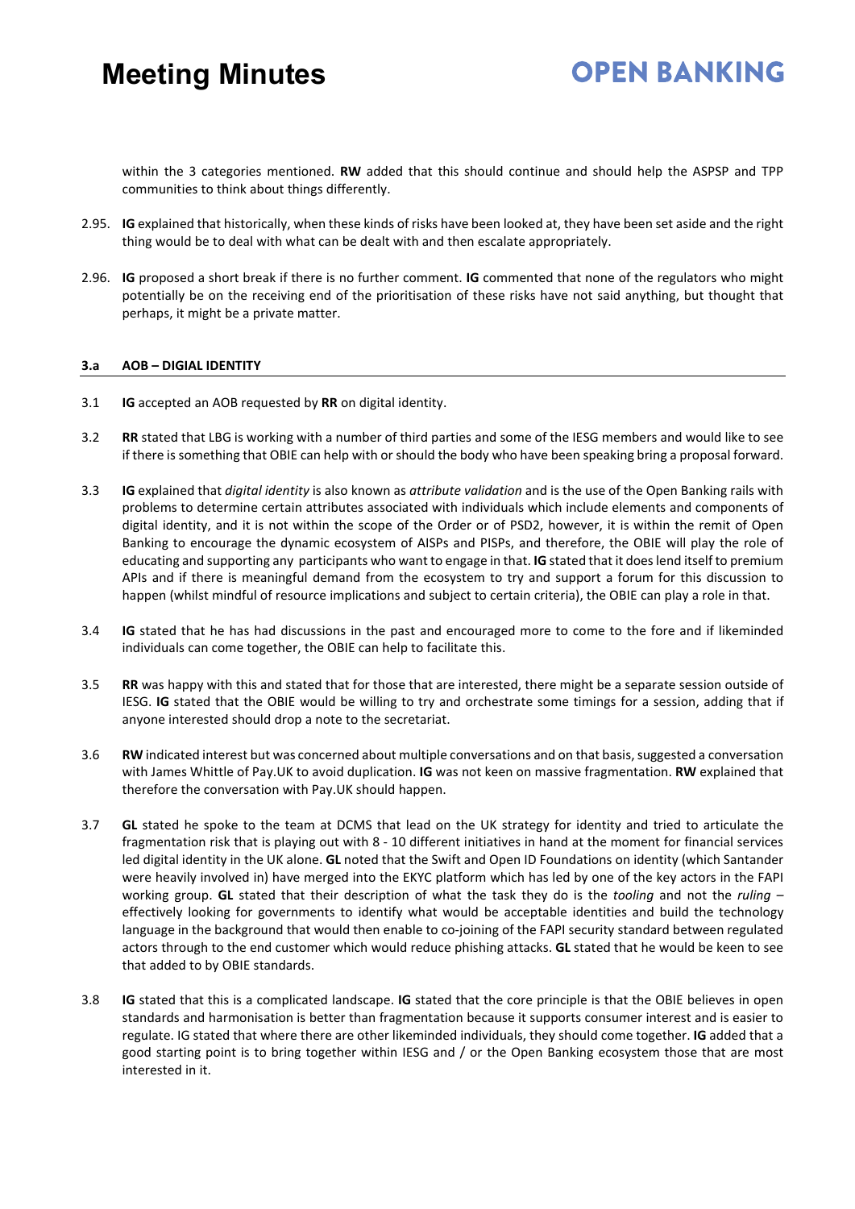within the 3 categories mentioned. **RW** added that this should continue and should help the ASPSP and TPP communities to think about things differently.

2.95. **IG** explained that historically, when these kinds of risks have been looked at, they have been set aside and the right thing would be to deal with what can be dealt with and then escalate appropriately.

2.96. **IG** proposed a short break if there is no further comment. **IG** commented that none of the regulators who might potentially be on the receiving end of the prioritisation of these risks have not said anything, but thought that perhaps, it might be a private matter.

### 3.a AOB – DIGIAL IDENTITY

3.1 **IG** accepted an AOB requested by **RR** on digital identity.

3.2 **RR** stated that LBG is working with a number of third parties and some of the IESG members and would like to see if there is something that OBIE can help with or should the body who have been speaking bring a proposal forward.

3.3 **IG** explained that *digital identity* is also known as *attribute validation* and is the use of the Open Banking rails with problems to determine certain attributes associated with individuals which include elements and components of digital identity, and it is not within the scope of the Order or of PSD2, however, it is within the remit of Open Banking to encourage the dynamic ecosystem of AISPs and PISPs, and therefore, the OBIE will play the role of educating and supporting any participants who want to engage in that. **IG** stated that it does lend itself to premium APIs and if there is meaningful demand from the ecosystem to try and support a forum for this discussion to happen (whilst mindful of resource implications and subject to certain criteria), the OBIE can play a role in that.

3.4 **IG** stated that he has had discussions in the past and encouraged more to come to the fore and if likeminded individuals can come together, the OBIE can help to facilitate this.

3.5 **RR** was happy with this and stated that for those that are interested, there might be a separate session outside of IESG. **IG** stated that the OBIE would be willing to try and orchestrate some timings for a session, adding that if anyone interested should drop a note to the secretariat.

3.6 **RW** indicated interest but was concerned about multiple conversations and on that basis, suggested a conversation with James Whittle of Pay.UK to avoid duplication. **IG** was not keen on massive fragmentation. **RW** explained that therefore the conversation with Pay.UK should happen.

3.7 **GL** stated he spoke to the team at DCMS that lead on the UK strategy for identity and tried to articulate the fragmentation risk that is playing out with 8 - 10 different initiatives in hand at the moment for financial services led digital identity in the UK alone. **GL** noted that the Swift and Open ID Foundations on identity (which Santander were heavily involved in) have merged into the EKYC platform which has led by one of the key actors in the FAPI working group. **GL** stated that their description of what the task they do is the *tooling* and not the *ruling* – effectively looking for governments to identify what would be acceptable identities and build the technology language in the background that would then enable to co-joining of the FAPI security standard between regulated actors through to the end customer which would reduce phishing attacks. **GL** stated that he would be keen to see that added to by OBIE standards.

3.8 **IG** stated that this is a complicated landscape. **IG** stated that the core principle is that the OBIE believes in open standards and harmonisation is better than fragmentation because it supports consumer interest and is easier to regulate. IG stated that where there are other likeminded individuals, they should come together. **IG** added that a good starting point is to bring together within IESG and / or the Open Banking ecosystem those that are most interested in it.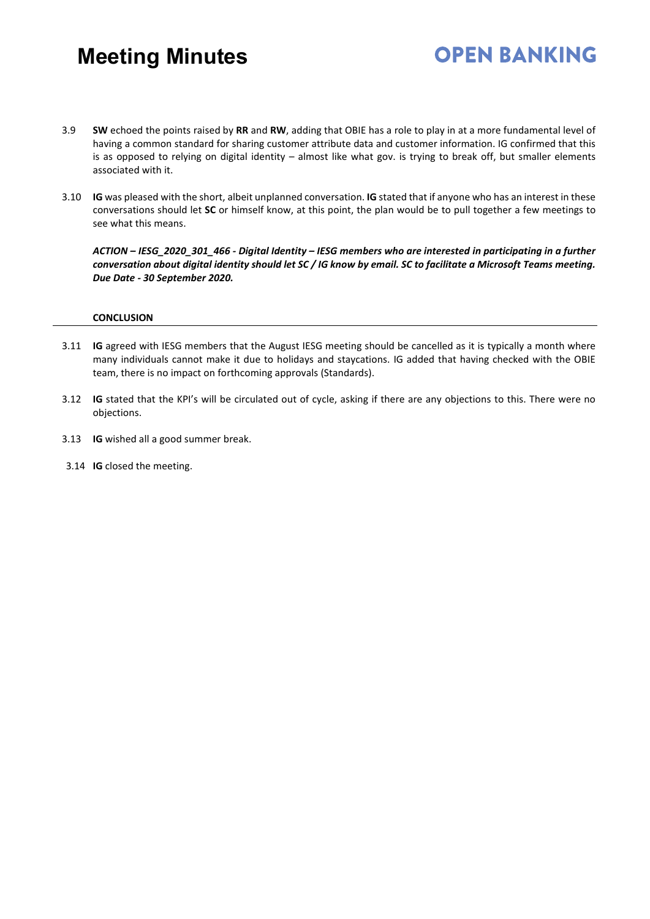3.9 **SW** echoed the points raised by **RR** and **RW**, adding that OBIE has a role to play in at a more fundamental level of having a common standard for sharing customer attribute data and customer information. IG confirmed that this is as opposed to relying on digital identity – almost like what gov. is trying to break off, but smaller elements associated with it.

3.10 **IG** was pleased with the short, albeit unplanned conversation. **IG** stated that if anyone who has an interest in these conversations should let **SC** or himself know, at this point, the plan would be to pull together a few meetings to see what this means.

***ACTION – IESG_2020_301_466 - Digital Identity – IESG members who are interested in participating in a further conversation about digital identity should let SC / IG know by email. SC to facilitate a Microsoft Teams meeting. Due Date - 30 September 2020.***

**CONCLUSION**

3.11 **IG** agreed with IESG members that the August IESG meeting should be cancelled as it is typically a month where many individuals cannot make it due to holidays and staycations. IG added that having checked with the OBIE team, there is no impact on forthcoming approvals (Standards).

3.12 **IG** stated that the KPI's will be circulated out of cycle, asking if there are any objections to this. There were no objections.

3.13 **IG** wished all a good summer break.

3.14 **IG** closed the meeting.